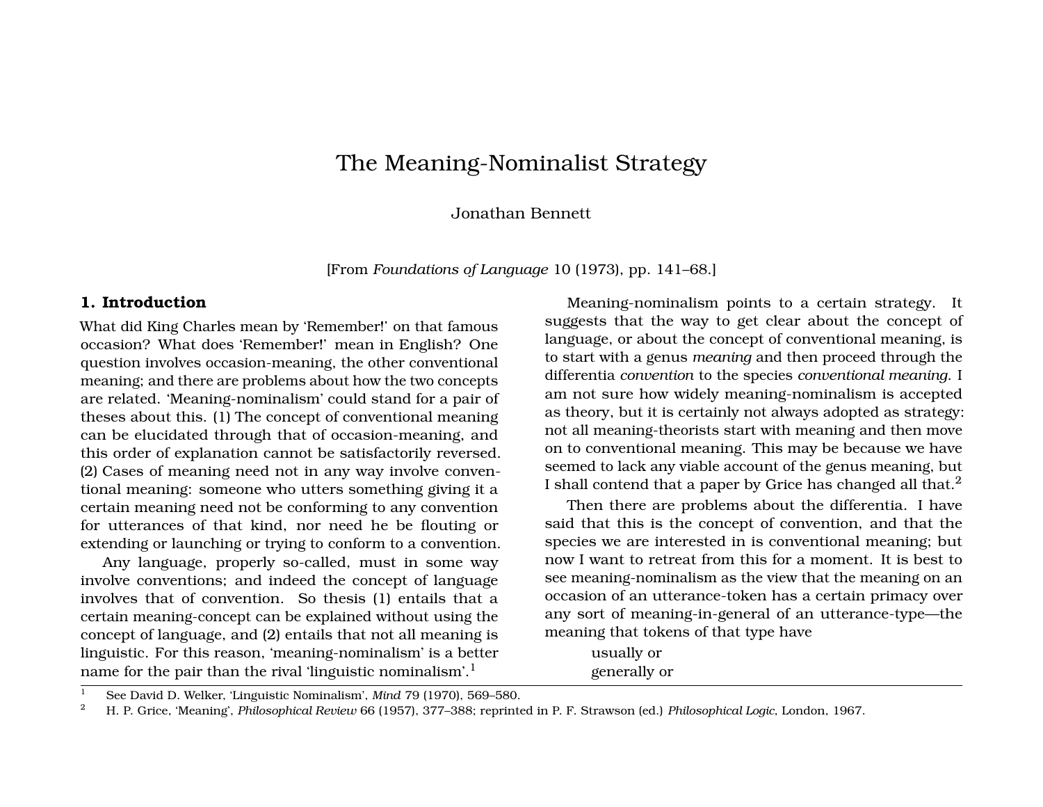# The Meaning-Nominalist Strategy

Jonathan Bennett

[From *Foundations of Language* 10 (1973), pp. 141–68.]

## 1. Introduction

What did King Charles mean by 'Remember!' on that famous occasion? What does 'Remember!' mean in English? One question involves occasion-meaning, the other conventional meaning; and there are problems about how the two concepts are related. 'Meaning-nominalism' could stand for a pair of theses about this. (1) The concept of conventional meaning can be elucidated through that of occasion-meaning, and this order of explanation cannot be satisfactorily reversed. (2) Cases of meaning need not in any way involve conventional meaning: someone who utters something giving it a certain meaning need not be conforming to any convention for utterances of that kind, nor need he be flouting or extending or launching or trying to conform to a convention.

Any language, properly so-called, must in some way involve conventions; and indeed the concept of language involves that of convention. So thesis (1) entails that a certain meaning-concept can be explained without using the concept of language, and (2) entails that not all meaning is linguistic. For this reason, 'meaning-nominalism' is a better name for the pair than the rival 'linguistic nominalism'.[1]

Meaning-nominalism points to a certain strategy. It suggests that the way to get clear about the concept of language, or about the concept of conventional meaning, is to start with a genus *meaning* and then proceed through the differentia *convention* to the species *conventional meaning.* I am not sure how widely meaning-nominalism is accepted as theory, but it is certainly not always adopted as strategy: not all meaning-theorists start with meaning and then move on to conventional meaning. This may be because we have seemed to lack any viable account of the genus meaning, but I shall contend that a paper by Grice has changed all that.[2]

Then there are problems about the differentia. I have said that this is the concept of convention, and that the species we are interested in is conventional meaning; but now I want to retreat from this for a moment. It is best to see meaning-nominalism as the view that the meaning on an occasion of an utterance-token has a certain primacy over any sort of meaning-in-general of an utterance-type—the meaning that tokens of that type have

usually or
generally or

---

[1] See David D. Welker, 'Linguistic Nominalism', *Mind* 79 (1970), 569–580.

[2] H. P. Grice, 'Meaning', *Philosophical Review* 66 (1957), 377–388; reprinted in P. F. Strawson (ed.) *Philosophical Logic*, London, 1967.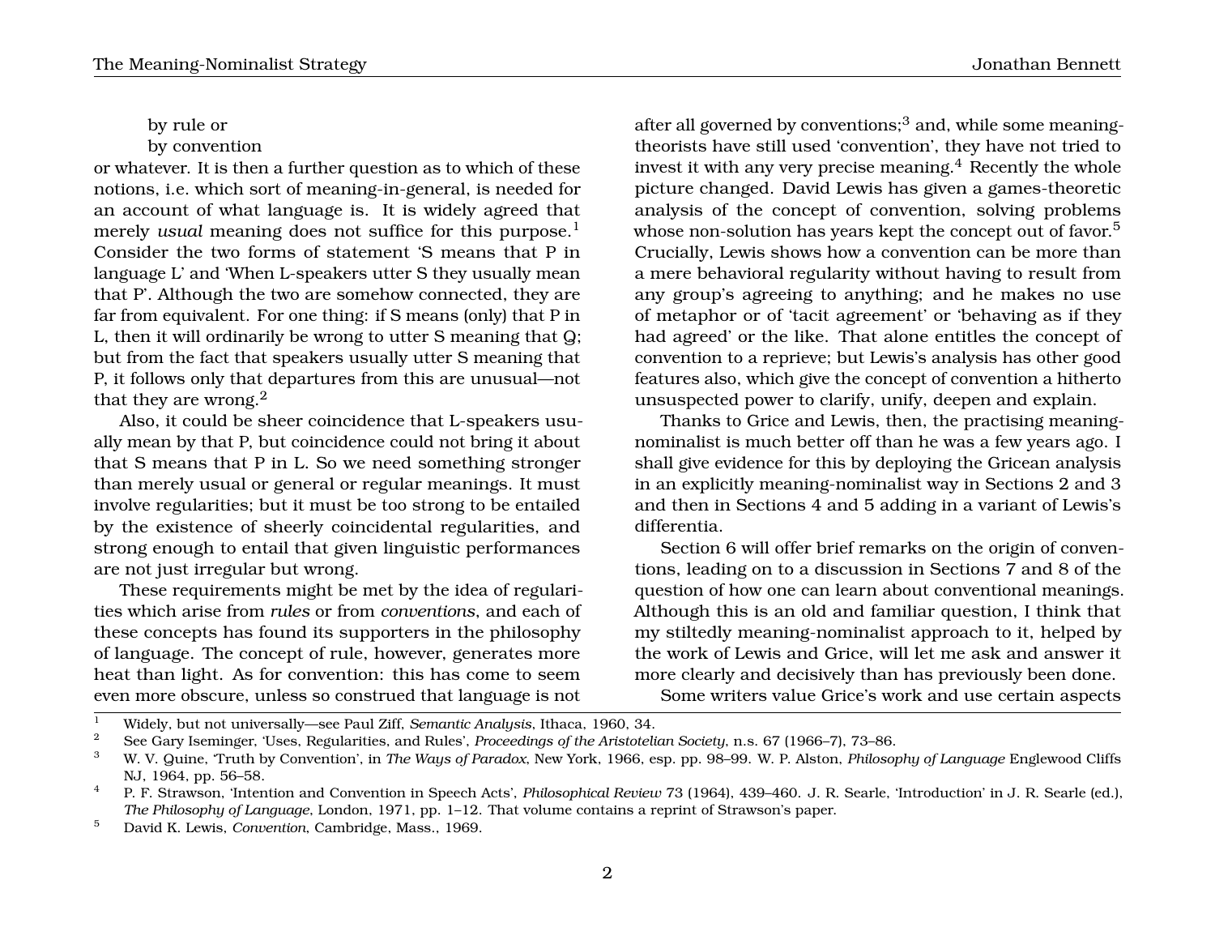by rule or

by convention

or whatever. It is then a further question as to which of these notions, i.e. which sort of meaning-in-general, is needed for an account of what language is. It is widely agreed that merely *usual* meaning does not suffice for this purpose.[1] Consider the two forms of statement 'S means that P in language L' and 'When L-speakers utter S they usually mean that P'. Although the two are somehow connected, they are far from equivalent. For one thing: if S means (only) that P in L, then it will ordinarily be wrong to utter S meaning that Q; but from the fact that speakers usually utter S meaning that P, it follows only that departures from this are unusual—not that they are wrong.[2]

Also, it could be sheer coincidence that L-speakers usually mean by that P, but coincidence could not bring it about that S means that P in L. So we need something stronger than merely usual or general or regular meanings. It must involve regularities; but it must be too strong to be entailed by the existence of sheerly coincidental regularities, and strong enough to entail that given linguistic performances are not just irregular but wrong.

These requirements might be met by the idea of regularities which arise from *rules* or from *conventions*, and each of these concepts has found its supporters in the philosophy of language. The concept of rule, however, generates more heat than light. As for convention: this has come to seem even more obscure, unless so construed that language is not after all governed by conventions;[3] and, while some meaning-theorists have still used 'convention', they have not tried to invest it with any very precise meaning.[4] Recently the whole picture changed. David Lewis has given a games-theoretic analysis of the concept of convention, solving problems whose non-solution has years kept the concept out of favor.[5] Crucially, Lewis shows how a convention can be more than a mere behavioral regularity without having to result from any group's agreeing to anything; and he makes no use of metaphor or of 'tacit agreement' or 'behaving as if they had agreed' or the like. That alone entitles the concept of convention to a reprieve; but Lewis's analysis has other good features also, which give the concept of convention a hitherto unsuspected power to clarify, unify, deepen and explain.

Thanks to Grice and Lewis, then, the practising meaning-nominalist is much better off than he was a few years ago. I shall give evidence for this by deploying the Gricean analysis in an explicitly meaning-nominalist way in Sections 2 and 3 and then in Sections 4 and 5 adding in a variant of Lewis's differentia.

Section 6 will offer brief remarks on the origin of conventions, leading on to a discussion in Sections 7 and 8 of the question of how one can learn about conventional meanings. Although this is an old and familiar question, I think that my stiltedly meaning-nominalist approach to it, helped by the work of Lewis and Grice, will let me ask and answer it more clearly and decisively than has previously been done.

Some writers value Grice's work and use certain aspects

---

[1] Widely, but not universally—see Paul Ziff, *Semantic Analysis*, Ithaca, 1960, 34.

[2] See Gary Iseminger, 'Uses, Regularities, and Rules', *Proceedings of the Aristotelian Society*, n.s. 67 (1966–7), 73–86.

[3] W. V. Quine, 'Truth by Convention', in *The Ways of Paradox*, New York, 1966, esp. pp. 98–99. W. P. Alston, *Philosophy of Language* Englewood Cliffs NJ, 1964, pp. 56–58.

[4] P. F. Strawson, 'Intention and Convention in Speech Acts', *Philosophical Review* 73 (1964), 439–460. J. R. Searle, 'Introduction' in J. R. Searle (ed.), *The Philosophy of Language*, London, 1971, pp. 1–12. That volume contains a reprint of Strawson's paper.

[5] David K. Lewis, *Convention*, Cambridge, Mass., 1969.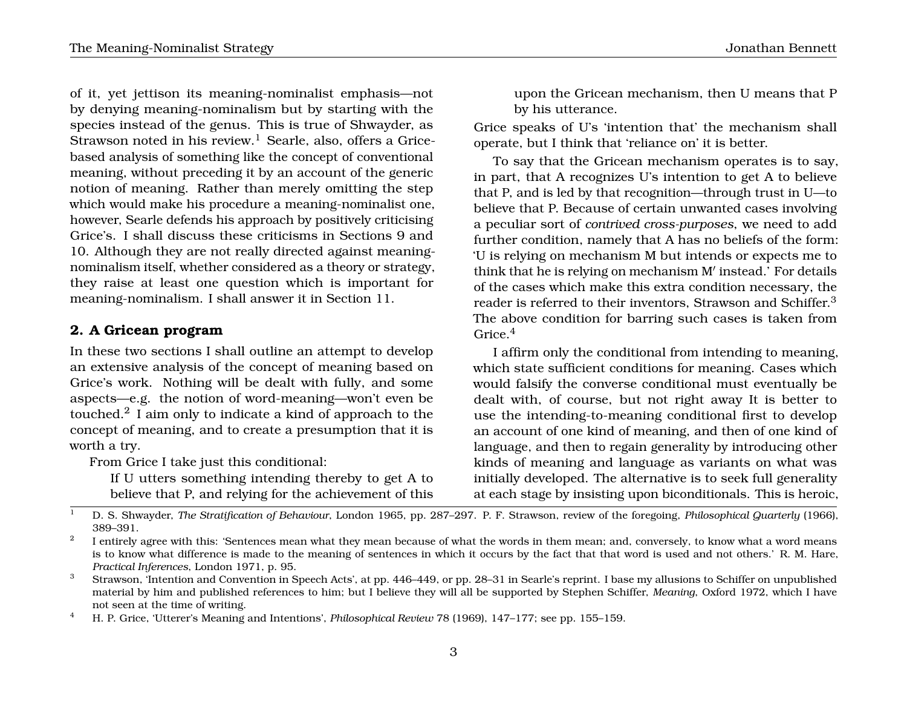of it, yet jettison its meaning-nominalist emphasis—not by denying meaning-nominalism but by starting with the species instead of the genus. This is true of Shwayder, as Strawson noted in his review.[1] Searle, also, offers a Grice-based analysis of something like the concept of conventional meaning, without preceding it by an account of the generic notion of meaning. Rather than merely omitting the step which would make his procedure a meaning-nominalist one, however, Searle defends his approach by positively criticising Grice's. I shall discuss these criticisms in Sections 9 and 10. Although they are not really directed against meaning-nominalism itself, whether considered as a theory or strategy, they raise at least one question which is important for meaning-nominalism. I shall answer it in Section 11.

## 2. A Gricean program

In these two sections I shall outline an attempt to develop an extensive analysis of the concept of meaning based on Grice's work. Nothing will be dealt with fully, and some aspects—e.g. the notion of word-meaning—won't even be touched.[2] I aim only to indicate a kind of approach to the concept of meaning, and to create a presumption that it is worth a try.

From Grice I take just this conditional:

> If U utters something intending thereby to get A to believe that P, and relying for the achievement of this upon the Gricean mechanism, then U means that P by his utterance.

Grice speaks of U's 'intention that' the mechanism shall operate, but I think that 'reliance on' it is better.

To say that the Gricean mechanism operates is to say, in part, that A recognizes U's intention to get A to believe that P, and is led by that recognition—through trust in U—to believe that P. Because of certain unwanted cases involving a peculiar sort of *contrived cross-purposes*, we need to add further condition, namely that A has no beliefs of the form: 'U is relying on mechanism M but intends or expects me to think that he is relying on mechanism M′ instead.' For details of the cases which make this extra condition necessary, the reader is referred to their inventors, Strawson and Schiffer.[3] The above condition for barring such cases is taken from Grice.[4]

I affirm only the conditional from intending to meaning, which state sufficient conditions for meaning. Cases which would falsify the converse conditional must eventually be dealt with, of course, but not right away It is better to use the intending-to-meaning conditional first to develop an account of one kind of meaning, and then of one kind of language, and then to regain generality by introducing other kinds of meaning and language as variants on what was initially developed. The alternative is to seek full generality at each stage by insisting upon biconditionals. This is heroic,

---

[1] D. S. Shwayder, *The Stratification of Behaviour*, London 1965, pp. 287–297. P. F. Strawson, review of the foregoing, *Philosophical Quarterly* (1966), 389–391.

[2] I entirely agree with this: 'Sentences mean what they mean because of what the words in them mean; and, conversely, to know what a word means is to know what difference is made to the meaning of sentences in which it occurs by the fact that that word is used and not others.' R. M. Hare, *Practical Inferences*, London 1971, p. 95.

[3] Strawson, 'Intention and Convention in Speech Acts', at pp. 446–449, or pp. 28–31 in Searle's reprint. I base my allusions to Schiffer on unpublished material by him and published references to him; but I believe they will all be supported by Stephen Schiffer, *Meaning*, Oxford 1972, which I have not seen at the time of writing.

[4] H. P. Grice, 'Utterer's Meaning and Intentions', *Philosophical Review* 78 (1969), 147–177; see pp. 155–159.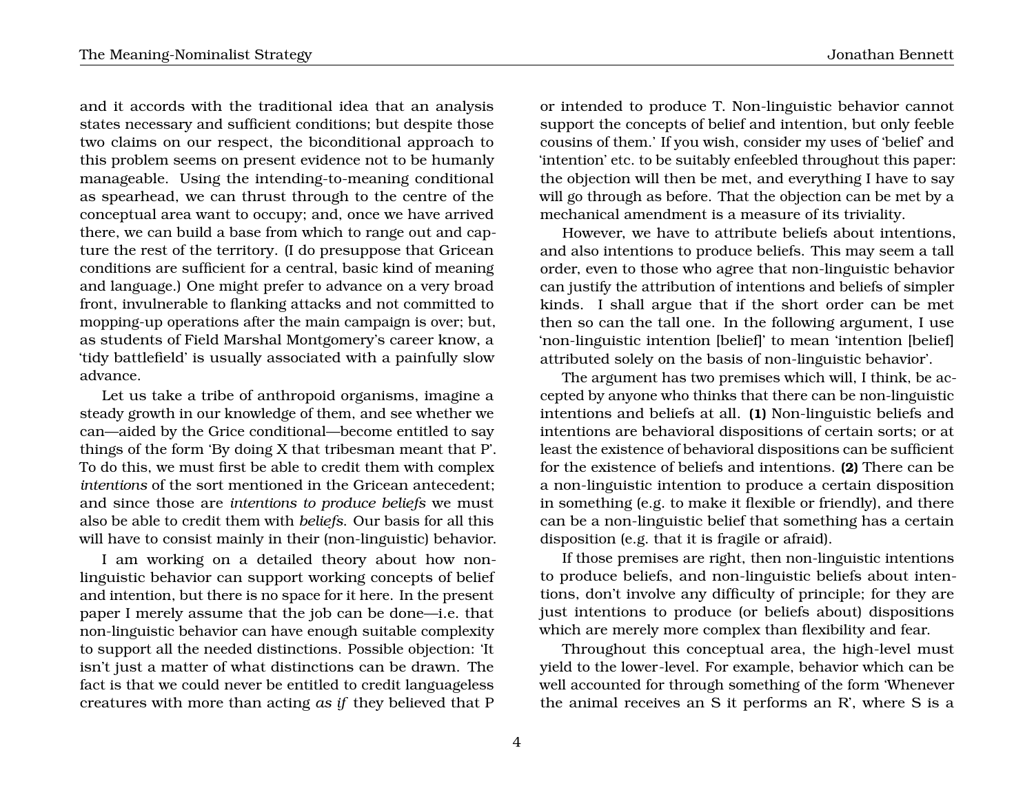and it accords with the traditional idea that an analysis states necessary and sufficient conditions; but despite those two claims on our respect, the biconditional approach to this problem seems on present evidence not to be humanly manageable. Using the intending-to-meaning conditional as spearhead, we can thrust through to the centre of the conceptual area want to occupy; and, once we have arrived there, we can build a base from which to range out and capture the rest of the territory. (I do presuppose that Gricean conditions are sufficient for a central, basic kind of meaning and language.) One might prefer to advance on a very broad front, invulnerable to flanking attacks and not committed to mopping-up operations after the main campaign is over; but, as students of Field Marshal Montgomery's career know, a 'tidy battlefield' is usually associated with a painfully slow advance.

Let us take a tribe of anthropoid organisms, imagine a steady growth in our knowledge of them, and see whether we can—aided by the Grice conditional—become entitled to say things of the form 'By doing X that tribesman meant that P'. To do this, we must first be able to credit them with complex *intentions* of the sort mentioned in the Gricean antecedent; and since those are *intentions to produce beliefs* we must also be able to credit them with *beliefs*. Our basis for all this will have to consist mainly in their (non-linguistic) behavior.

I am working on a detailed theory about how non-linguistic behavior can support working concepts of belief and intention, but there is no space for it here. In the present paper I merely assume that the job can be done—i.e. that non-linguistic behavior can have enough suitable complexity to support all the needed distinctions. Possible objection: 'It isn't just a matter of what distinctions can be drawn. The fact is that we could never be entitled to credit languageless creatures with more than acting *as if* they believed that P or intended to produce T. Non-linguistic behavior cannot support the concepts of belief and intention, but only feeble cousins of them.' If you wish, consider my uses of 'belief' and 'intention' etc. to be suitably enfeebled throughout this paper: the objection will then be met, and everything I have to say will go through as before. That the objection can be met by a mechanical amendment is a measure of its triviality.

However, we have to attribute beliefs about intentions, and also intentions to produce beliefs. This may seem a tall order, even to those who agree that non-linguistic behavior can justify the attribution of intentions and beliefs of simpler kinds. I shall argue that if the short order can be met then so can the tall one. In the following argument, I use 'non-linguistic intention [belief]' to mean 'intention [belief] attributed solely on the basis of non-linguistic behavior'.

The argument has two premises which will, I think, be accepted by anyone who thinks that there can be non-linguistic intentions and beliefs at all. **(1)** Non-linguistic beliefs and intentions are behavioral dispositions of certain sorts; or at least the existence of behavioral dispositions can be sufficient for the existence of beliefs and intentions. **(2)** There can be a non-linguistic intention to produce a certain disposition in something (e.g. to make it flexible or friendly), and there can be a non-linguistic belief that something has a certain disposition (e.g. that it is fragile or afraid).

If those premises are right, then non-linguistic intentions to produce beliefs, and non-linguistic beliefs about intentions, don't involve any difficulty of principle; for they are just intentions to produce (or beliefs about) dispositions which are merely more complex than flexibility and fear.

Throughout this conceptual area, the high-level must yield to the lower-level. For example, behavior which can be well accounted for through something of the form 'Whenever the animal receives an S it performs an R', where S is a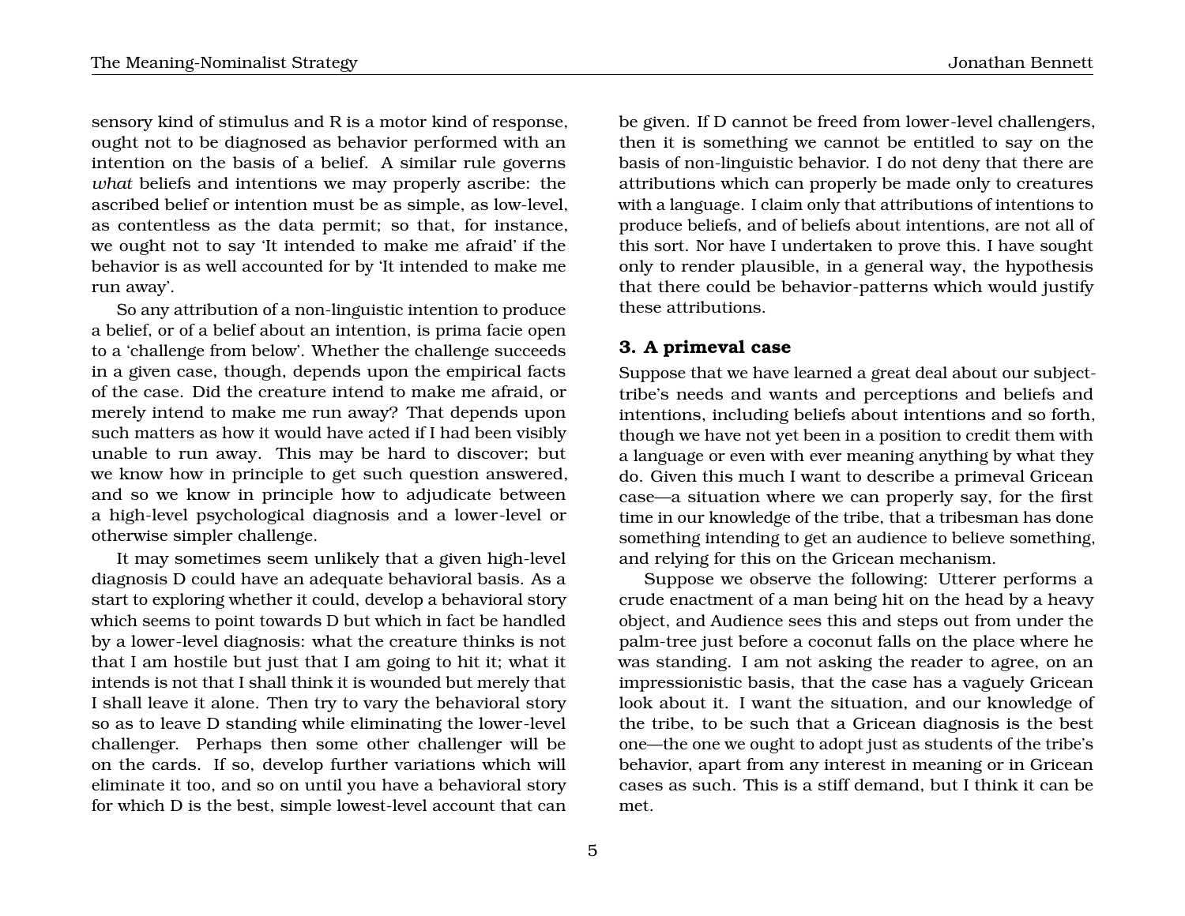sensory kind of stimulus and R is a motor kind of response, ought not to be diagnosed as behavior performed with an intention on the basis of a belief. A similar rule governs *what* beliefs and intentions we may properly ascribe: the ascribed belief or intention must be as simple, as low-level, as contentless as the data permit; so that, for instance, we ought not to say 'It intended to make me afraid' if the behavior is as well accounted for by 'It intended to make me run away'.

So any attribution of a non-linguistic intention to produce a belief, or of a belief about an intention, is prima facie open to a 'challenge from below'. Whether the challenge succeeds in a given case, though, depends upon the empirical facts of the case. Did the creature intend to make me afraid, or merely intend to make me run away? That depends upon such matters as how it would have acted if I had been visibly unable to run away. This may be hard to discover; but we know how in principle to get such question answered, and so we know in principle how to adjudicate between a high-level psychological diagnosis and a lower-level or otherwise simpler challenge.

It may sometimes seem unlikely that a given high-level diagnosis D could have an adequate behavioral basis. As a start to exploring whether it could, develop a behavioral story which seems to point towards D but which in fact be handled by a lower-level diagnosis: what the creature thinks is not that I am hostile but just that I am going to hit it; what it intends is not that I shall think it is wounded but merely that I shall leave it alone. Then try to vary the behavioral story so as to leave D standing while eliminating the lower-level challenger. Perhaps then some other challenger will be on the cards. If so, develop further variations which will eliminate it too, and so on until you have a behavioral story for which D is the best, simple lowest-level account that can be given. If D cannot be freed from lower-level challengers, then it is something we cannot be entitled to say on the basis of non-linguistic behavior. I do not deny that there are attributions which can properly be made only to creatures with a language. I claim only that attributions of intentions to produce beliefs, and of beliefs about intentions, are not all of this sort. Nor have I undertaken to prove this. I have sought only to render plausible, in a general way, the hypothesis that there could be behavior-patterns which would justify these attributions.

## 3. A primeval case

Suppose that we have learned a great deal about our subject-tribe's needs and wants and perceptions and beliefs and intentions, including beliefs about intentions and so forth, though we have not yet been in a position to credit them with a language or even with ever meaning anything by what they do. Given this much I want to describe a primeval Gricean case—a situation where we can properly say, for the first time in our knowledge of the tribe, that a tribesman has done something intending to get an audience to believe something, and relying for this on the Gricean mechanism.

Suppose we observe the following: Utterer performs a crude enactment of a man being hit on the head by a heavy object, and Audience sees this and steps out from under the palm-tree just before a coconut falls on the place where he was standing. I am not asking the reader to agree, on an impressionistic basis, that the case has a vaguely Gricean look about it. I want the situation, and our knowledge of the tribe, to be such that a Gricean diagnosis is the best one—the one we ought to adopt just as students of the tribe's behavior, apart from any interest in meaning or in Gricean cases as such. This is a stiff demand, but I think it can be met.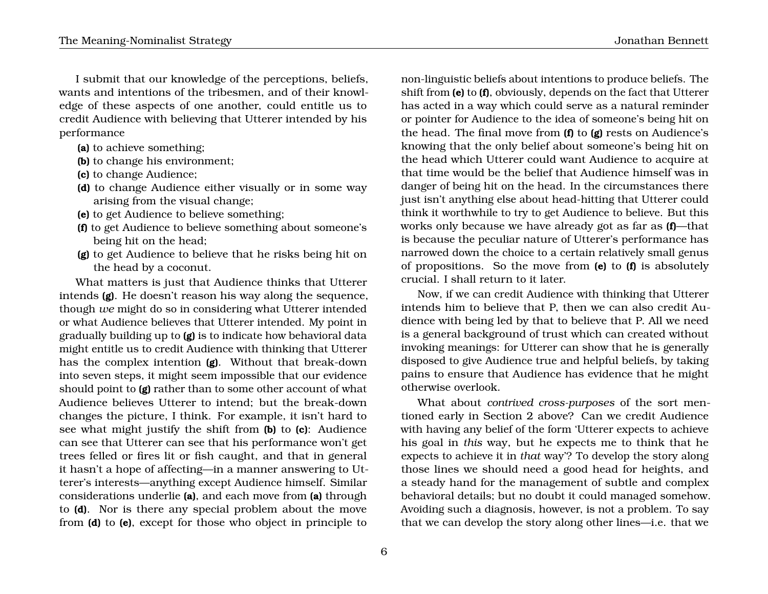I submit that our knowledge of the perceptions, beliefs, wants and intentions of the tribesmen, and of their knowledge of these aspects of one another, could entitle us to credit Audience with believing that Utterer intended by his performance

**(a)** to achieve something;
**(b)** to change his environment;
**(c)** to change Audience;
**(d)** to change Audience either visually or in some way arising from the visual change;
**(e)** to get Audience to believe something;
**(f)** to get Audience to believe something about someone's being hit on the head;
**(g)** to get Audience to believe that he risks being hit on the head by a coconut.

What matters is just that Audience thinks that Utterer intends **(g)**. He doesn't reason his way along the sequence, though *we* might do so in considering what Utterer intended or what Audience believes that Utterer intended. My point in gradually building up to **(g)** is to indicate how behavioral data might entitle us to credit Audience with thinking that Utterer has the complex intention **(g)**. Without that break-down into seven steps, it might seem impossible that our evidence should point to **(g)** rather than to some other account of what Audience believes Utterer to intend; but the break-down changes the picture, I think. For example, it isn't hard to see what might justify the shift from **(b)** to **(c)**: Audience can see that Utterer can see that his performance won't get trees felled or fires lit or fish caught, and that in general it hasn't a hope of affecting—in a manner answering to Utterer's interests—anything except Audience himself. Similar considerations underlie **(a)**, and each move from **(a)** through to **(d)**. Nor is there any special problem about the move from **(d)** to **(e)**, except for those who object in principle to non-linguistic beliefs about intentions to produce beliefs. The shift from **(e)** to **(f)**, obviously, depends on the fact that Utterer has acted in a way which could serve as a natural reminder or pointer for Audience to the idea of someone's being hit on the head. The final move from **(f)** to **(g)** rests on Audience's knowing that the only belief about someone's being hit on the head which Utterer could want Audience to acquire at that time would be the belief that Audience himself was in danger of being hit on the head. In the circumstances there just isn't anything else about head-hitting that Utterer could think it worthwhile to try to get Audience to believe. But this works only because we have already got as far as **(f)**—that is because the peculiar nature of Utterer's performance has narrowed down the choice to a certain relatively small genus of propositions. So the move from **(e)** to **(f)** is absolutely crucial. I shall return to it later.

Now, if we can credit Audience with thinking that Utterer intends him to believe that P, then we can also credit Audience with being led by that to believe that P. All we need is a general background of trust which can created without invoking meanings: for Utterer can show that he is generally disposed to give Audience true and helpful beliefs, by taking pains to ensure that Audience has evidence that he might otherwise overlook.

What about *contrived cross-purposes* of the sort mentioned early in Section 2 above? Can we credit Audience with having any belief of the form 'Utterer expects to achieve his goal in *this* way, but he expects me to think that he expects to achieve it in *that* way'? To develop the story along those lines we should need a good head for heights, and a steady hand for the management of subtle and complex behavioral details; but no doubt it could managed somehow. Avoiding such a diagnosis, however, is not a problem. To say that we can develop the story along other lines—i.e. that we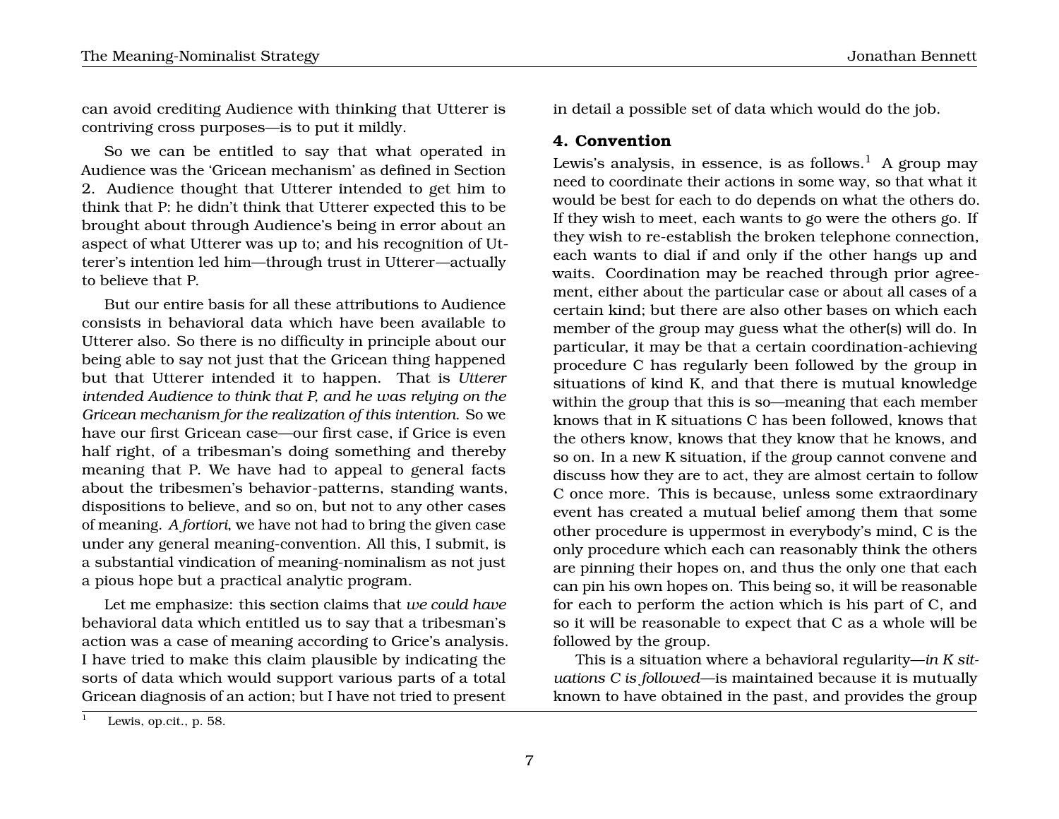can avoid crediting Audience with thinking that Utterer is contriving cross purposes—is to put it mildly.

So we can be entitled to say that what operated in Audience was the 'Gricean mechanism' as defined in Section 2. Audience thought that Utterer intended to get him to think that P: he didn't think that Utterer expected this to be brought about through Audience's being in error about an aspect of what Utterer was up to; and his recognition of Utterer's intention led him—through trust in Utterer—actually to believe that P.

But our entire basis for all these attributions to Audience consists in behavioral data which have been available to Utterer also. So there is no difficulty in principle about our being able to say not just that the Gricean thing happened but that Utterer intended it to happen. That is *Utterer intended Audience to think that P, and he was relying on the Gricean mechanism for the realization of this intention*. So we have our first Gricean case—our first case, if Grice is even half right, of a tribesman's doing something and thereby meaning that P. We have had to appeal to general facts about the tribesmen's behavior-patterns, standing wants, dispositions to believe, and so on, but not to any other cases of meaning. *A fortiori*, we have not had to bring the given case under any general meaning-convention. All this, I submit, is a substantial vindication of meaning-nominalism as not just a pious hope but a practical analytic program.

Let me emphasize: this section claims that *we could have* behavioral data which entitled us to say that a tribesman's action was a case of meaning according to Grice's analysis. I have tried to make this claim plausible by indicating the sorts of data which would support various parts of a total Gricean diagnosis of an action; but I have not tried to present in detail a possible set of data which would do the job.

## 4. Convention

Lewis's analysis, in essence, is as follows.[1] A group may need to coordinate their actions in some way, so that what it would be best for each to do depends on what the others do. If they wish to meet, each wants to go were the others go. If they wish to re-establish the broken telephone connection, each wants to dial if and only if the other hangs up and waits. Coordination may be reached through prior agreement, either about the particular case or about all cases of a certain kind; but there are also other bases on which each member of the group may guess what the other(s) will do. In particular, it may be that a certain coordination-achieving procedure C has regularly been followed by the group in situations of kind K, and that there is mutual knowledge within the group that this is so—meaning that each member knows that in K situations C has been followed, knows that the others know, knows that they know that he knows, and so on. In a new K situation, if the group cannot convene and discuss how they are to act, they are almost certain to follow C once more. This is because, unless some extraordinary event has created a mutual belief among them that some other procedure is uppermost in everybody's mind, C is the only procedure which each can reasonably think the others are pinning their hopes on, and thus the only one that each can pin his own hopes on. This being so, it will be reasonable for each to perform the action which is his part of C, and so it will be reasonable to expect that C as a whole will be followed by the group.

This is a situation where a behavioral regularity—*in K situations C is followed*—is maintained because it is mutually known to have obtained in the past, and provides the group

[1] Lewis, op.cit., p. 58.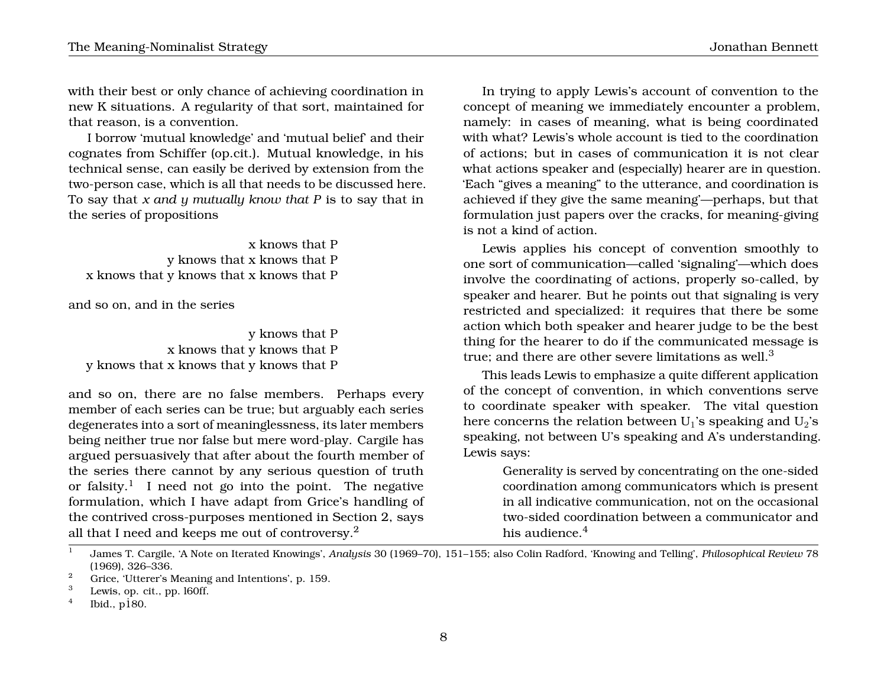with their best or only chance of achieving coordination in new K situations. A regularity of that sort, maintained for that reason, is a convention.

I borrow 'mutual knowledge' and 'mutual belief' and their cognates from Schiffer (op.cit.). Mutual knowledge, in his technical sense, can easily be derived by extension from the two-person case, which is all that needs to be discussed here. To say that *x and y mutually know that P* is to say that in the series of propositions

x knows that P
y knows that x knows that P
x knows that y knows that x knows that P

and so on, and in the series

y knows that P
x knows that y knows that P
y knows that x knows that y knows that P

and so on, there are no false members. Perhaps every member of each series can be true; but arguably each series degenerates into a sort of meaninglessness, its later members being neither true nor false but mere word-play. Cargile has argued persuasively that after about the fourth member of the series there cannot by any serious question of truth or falsity.[1] I need not go into the point. The negative formulation, which I have adapt from Grice's handling of the contrived cross-purposes mentioned in Section 2, says all that I need and keeps me out of controversy.[2]

In trying to apply Lewis's account of convention to the concept of meaning we immediately encounter a problem, namely: in cases of meaning, what is being coordinated with what? Lewis's whole account is tied to the coordination of actions; but in cases of communication it is not clear what actions speaker and (especially) hearer are in question. 'Each "gives a meaning" to the utterance, and coordination is achieved if they give the same meaning'—perhaps, but that formulation just papers over the cracks, for meaning-giving is not a kind of action.

Lewis applies his concept of convention smoothly to one sort of communication—called 'signaling'—which does involve the coordinating of actions, properly so-called, by speaker and hearer. But he points out that signaling is very restricted and specialized: it requires that there be some action which both speaker and hearer judge to be the best thing for the hearer to do if the communicated message is true; and there are other severe limitations as well.[3]

This leads Lewis to emphasize a quite different application of the concept of convention, in which conventions serve to coordinate speaker with speaker. The vital question here concerns the relation between $U_1$'s speaking and $U_2$'s speaking, not between U's speaking and A's understanding. Lewis says:

> Generality is served by concentrating on the one-sided coordination among communicators which is present in all indicative communication, not on the occasional two-sided coordination between a communicator and his audience.[4]

---

1. James T. Cargile, 'A Note on Iterated Knowings', *Analysis* 30 (1969–70), 151–155; also Colin Radford, 'Knowing and Telling', *Philosophical Review* 78 (1969), 326–336.
2. Grice, 'Utterer's Meaning and Intentions', p. 159.
3. Lewis, op. cit., pp. 160ff.
4. Ibid., p180.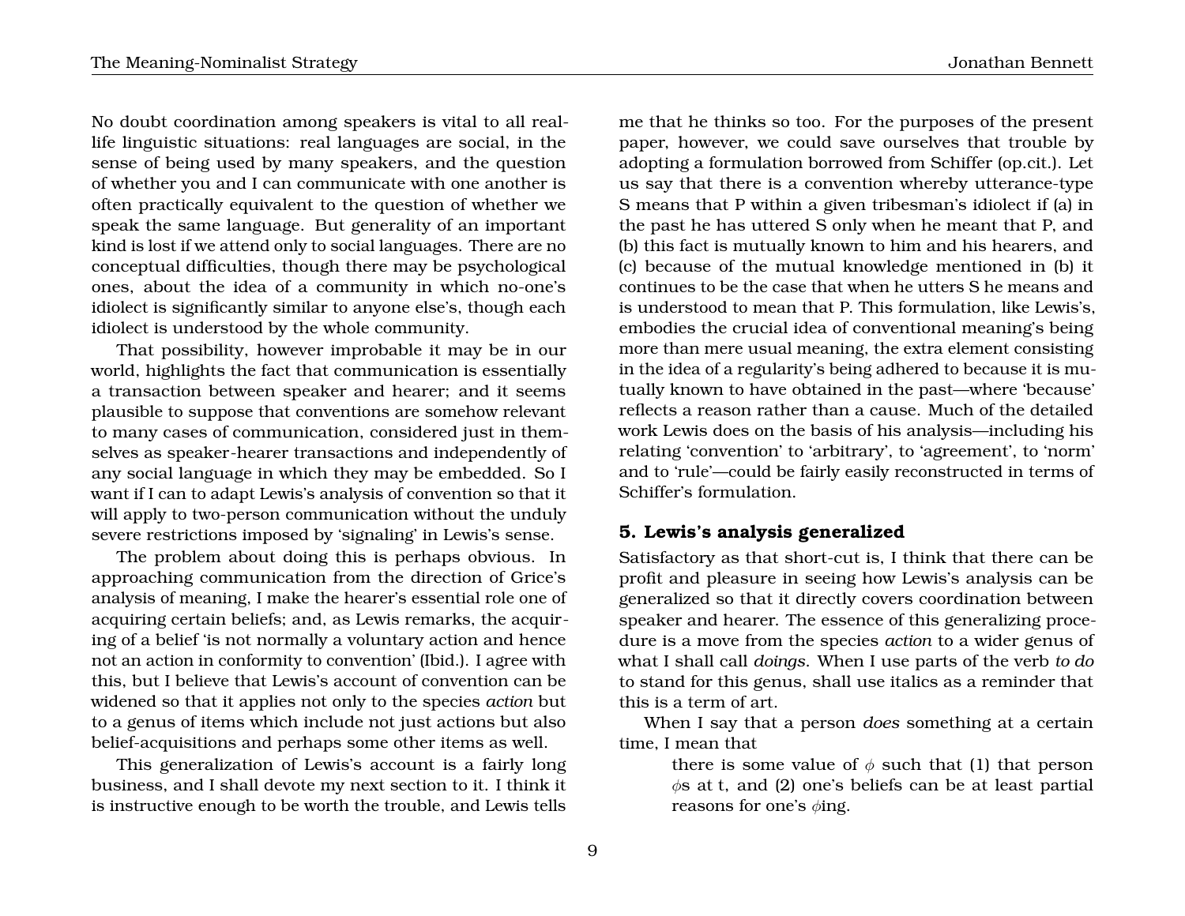No doubt coordination among speakers is vital to all real-life linguistic situations: real languages are social, in the sense of being used by many speakers, and the question of whether you and I can communicate with one another is often practically equivalent to the question of whether we speak the same language. But generality of an important kind is lost if we attend only to social languages. There are no conceptual difficulties, though there may be psychological ones, about the idea of a community in which no-one's idiolect is significantly similar to anyone else's, though each idiolect is understood by the whole community.

That possibility, however improbable it may be in our world, highlights the fact that communication is essentially a transaction between speaker and hearer; and it seems plausible to suppose that conventions are somehow relevant to many cases of communication, considered just in themselves as speaker-hearer transactions and independently of any social language in which they may be embedded. So I want if I can to adapt Lewis's analysis of convention so that it will apply to two-person communication without the unduly severe restrictions imposed by 'signaling' in Lewis's sense.

The problem about doing this is perhaps obvious. In approaching communication from the direction of Grice's analysis of meaning, I make the hearer's essential role one of acquiring certain beliefs; and, as Lewis remarks, the acquiring of a belief 'is not normally a voluntary action and hence not an action in conformity to convention' (Ibid.). I agree with this, but I believe that Lewis's account of convention can be widened so that it applies not only to the species *action* but to a genus of items which include not just actions but also belief-acquisitions and perhaps some other items as well.

This generalization of Lewis's account is a fairly long business, and I shall devote my next section to it. I think it is instructive enough to be worth the trouble, and Lewis tells me that he thinks so too. For the purposes of the present paper, however, we could save ourselves that trouble by adopting a formulation borrowed from Schiffer (op.cit.). Let us say that there is a convention whereby utterance-type S means that P within a given tribesman's idiolect if (a) in the past he has uttered S only when he meant that P, and (b) this fact is mutually known to him and his hearers, and (c) because of the mutual knowledge mentioned in (b) it continues to be the case that when he utters S he means and is understood to mean that P. This formulation, like Lewis's, embodies the crucial idea of conventional meaning's being more than mere usual meaning, the extra element consisting in the idea of a regularity's being adhered to because it is mutually known to have obtained in the past—where 'because' reflects a reason rather than a cause. Much of the detailed work Lewis does on the basis of his analysis—including his relating 'convention' to 'arbitrary', to 'agreement', to 'norm' and to 'rule'—could be fairly easily reconstructed in terms of Schiffer's formulation.

## 5. Lewis's analysis generalized

Satisfactory as that short-cut is, I think that there can be profit and pleasure in seeing how Lewis's analysis can be generalized so that it directly covers coordination between speaker and hearer. The essence of this generalizing procedure is a move from the species *action* to a wider genus of what I shall call *doings*. When I use parts of the verb *to do* to stand for this genus, shall use italics as a reminder that this is a term of art.

When I say that a person *does* something at a certain time, I mean that

> there is some value of $\phi$ such that (1) that person $\phi$s at t, and (2) one's beliefs can be at least partial reasons for one's $\phi$ing.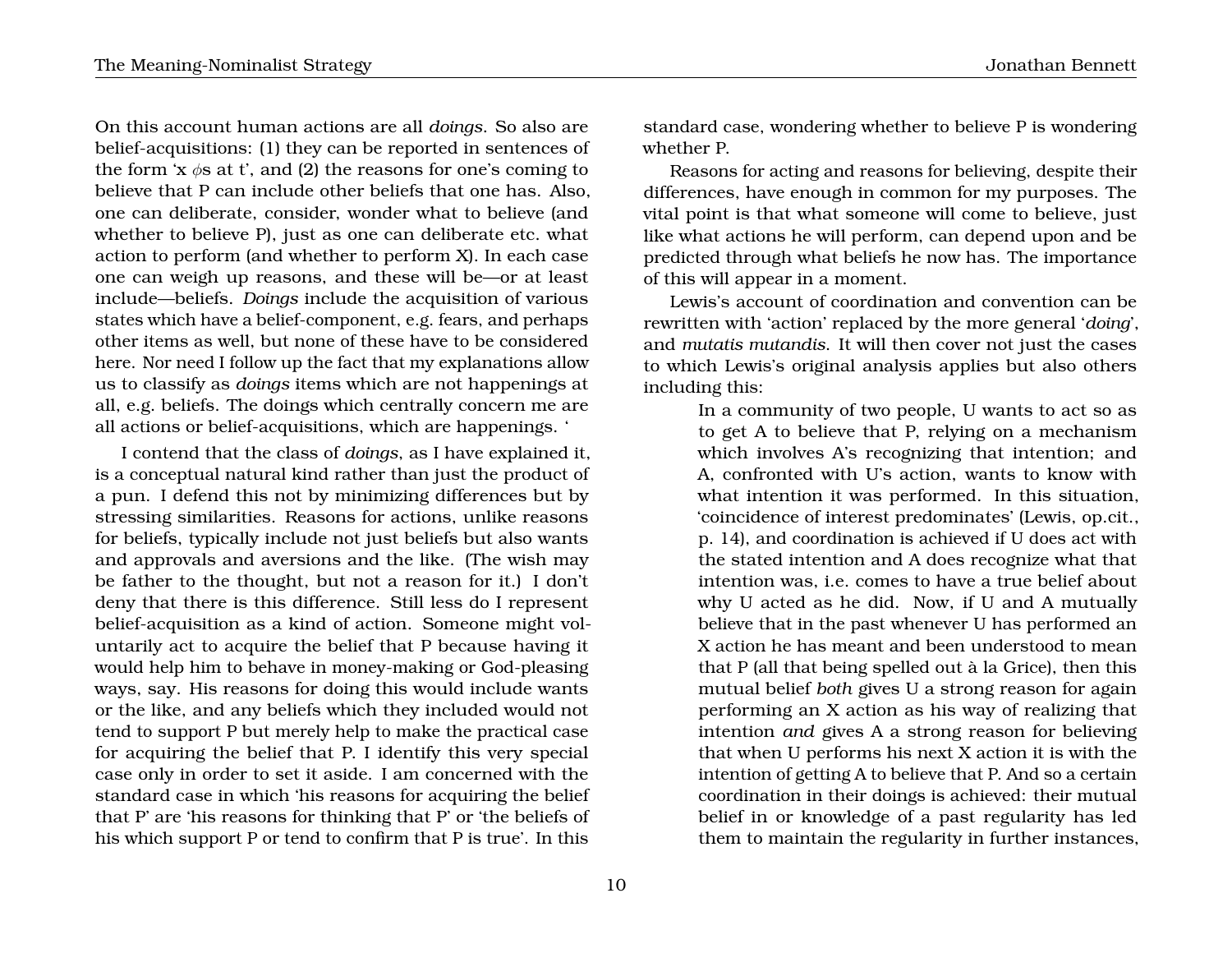On this account human actions are all *doings*. So also are belief-acquisitions: (1) they can be reported in sentences of the form 'x $\phi$s at t', and (2) the reasons for one's coming to believe that P can include other beliefs that one has. Also, one can deliberate, consider, wonder what to believe (and whether to believe P), just as one can deliberate etc. what action to perform (and whether to perform X). In each case one can weigh up reasons, and these will be—or at least include—beliefs. *Doings* include the acquisition of various states which have a belief-component, e.g. fears, and perhaps other items as well, but none of these have to be considered here. Nor need I follow up the fact that my explanations allow us to classify as *doings* items which are not happenings at all, e.g. beliefs. The doings which centrally concern me are all actions or belief-acquisitions, which are happenings. '

I contend that the class of *doings*, as I have explained it, is a conceptual natural kind rather than just the product of a pun. I defend this not by minimizing differences but by stressing similarities. Reasons for actions, unlike reasons for beliefs, typically include not just beliefs but also wants and approvals and aversions and the like. (The wish may be father to the thought, but not a reason for it.) I don't deny that there is this difference. Still less do I represent belief-acquisition as a kind of action. Someone might voluntarily act to acquire the belief that P because having it would help him to behave in money-making or God-pleasing ways, say. His reasons for doing this would include wants or the like, and any beliefs which they included would not tend to support P but merely help to make the practical case for acquiring the belief that P. I identify this very special case only in order to set it aside. I am concerned with the standard case in which 'his reasons for acquiring the belief that P' are 'his reasons for thinking that P' or 'the beliefs of his which support P or tend to confirm that P is true'. In this standard case, wondering whether to believe P is wondering whether P.

Reasons for acting and reasons for believing, despite their differences, have enough in common for my purposes. The vital point is that what someone will come to believe, just like what actions he will perform, can depend upon and be predicted through what beliefs he now has. The importance of this will appear in a moment.

Lewis's account of coordination and convention can be rewritten with 'action' replaced by the more general '*doing*', and *mutatis mutandis*. It will then cover not just the cases to which Lewis's original analysis applies but also others including this:

> In a community of two people, U wants to act so as to get A to believe that P, relying on a mechanism which involves A's recognizing that intention; and A, confronted with U's action, wants to know with what intention it was performed. In this situation, 'coincidence of interest predominates' (Lewis, op.cit., p. 14), and coordination is achieved if U does act with the stated intention and A does recognize what that intention was, i.e. comes to have a true belief about why U acted as he did. Now, if U and A mutually believe that in the past whenever U has performed an X action he has meant and been understood to mean that P (all that being spelled out à la Grice), then this mutual belief *both* gives U a strong reason for again performing an X action as his way of realizing that intention *and* gives A a strong reason for believing that when U performs his next X action it is with the intention of getting A to believe that P. And so a certain coordination in their doings is achieved: their mutual belief in or knowledge of a past regularity has led them to maintain the regularity in further instances,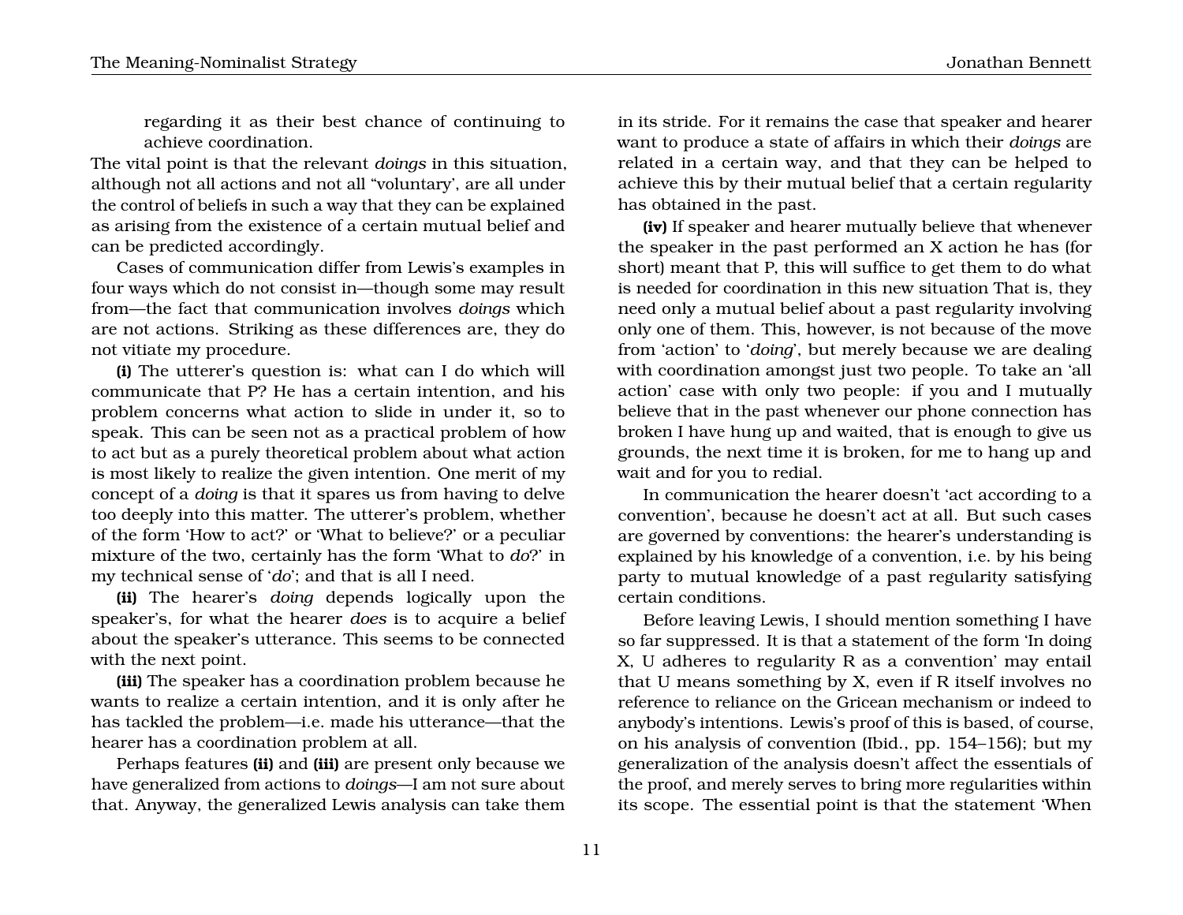regarding it as their best chance of continuing to achieve coordination.

The vital point is that the relevant *doings* in this situation, although not all actions and not all "voluntary', are all under the control of beliefs in such a way that they can be explained as arising from the existence of a certain mutual belief and can be predicted accordingly.

Cases of communication differ from Lewis's examples in four ways which do not consist in—though some may result from—the fact that communication involves *doings* which are not actions. Striking as these differences are, they do not vitiate my procedure.

**(i)** The utterer's question is: what can I do which will communicate that P? He has a certain intention, and his problem concerns what action to slide in under it, so to speak. This can be seen not as a practical problem of how to act but as a purely theoretical problem about what action is most likely to realize the given intention. One merit of my concept of a *doing* is that it spares us from having to delve too deeply into this matter. The utterer's problem, whether of the form 'How to act?' or 'What to believe?' or a peculiar mixture of the two, certainly has the form 'What to *do*?' in my technical sense of '*do*'; and that is all I need.

**(ii)** The hearer's *doing* depends logically upon the speaker's, for what the hearer *does* is to acquire a belief about the speaker's utterance. This seems to be connected with the next point.

**(iii)** The speaker has a coordination problem because he wants to realize a certain intention, and it is only after he has tackled the problem—i.e. made his utterance—that the hearer has a coordination problem at all.

Perhaps features **(ii)** and **(iii)** are present only because we have generalized from actions to *doings*—I am not sure about that. Anyway, the generalized Lewis analysis can take them in its stride. For it remains the case that speaker and hearer want to produce a state of affairs in which their *doings* are related in a certain way, and that they can be helped to achieve this by their mutual belief that a certain regularity has obtained in the past.

**(iv)** If speaker and hearer mutually believe that whenever the speaker in the past performed an X action he has (for short) meant that P, this will suffice to get them to do what is needed for coordination in this new situation That is, they need only a mutual belief about a past regularity involving only one of them. This, however, is not because of the move from 'action' to '*doing*', but merely because we are dealing with coordination amongst just two people. To take an 'all action' case with only two people: if you and I mutually believe that in the past whenever our phone connection has broken I have hung up and waited, that is enough to give us grounds, the next time it is broken, for me to hang up and wait and for you to redial.

In communication the hearer doesn't 'act according to a convention', because he doesn't act at all. But such cases are governed by conventions: the hearer's understanding is explained by his knowledge of a convention, i.e. by his being party to mutual knowledge of a past regularity satisfying certain conditions.

Before leaving Lewis, I should mention something I have so far suppressed. It is that a statement of the form 'In doing X, U adheres to regularity R as a convention' may entail that U means something by X, even if R itself involves no reference to reliance on the Gricean mechanism or indeed to anybody's intentions. Lewis's proof of this is based, of course, on his analysis of convention (Ibid., pp. 154–156); but my generalization of the analysis doesn't affect the essentials of the proof, and merely serves to bring more regularities within its scope. The essential point is that the statement 'When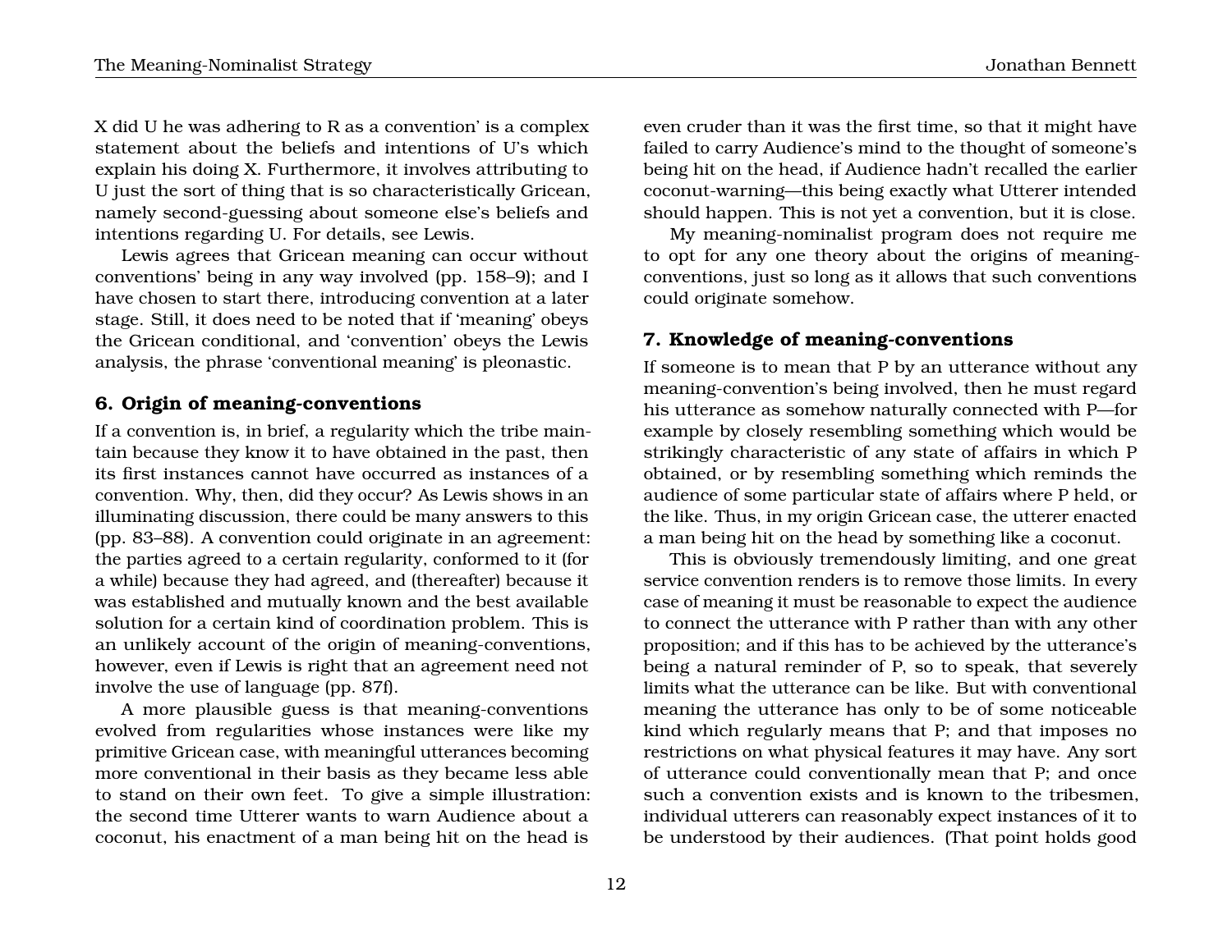X did U he was adhering to R as a convention' is a complex statement about the beliefs and intentions of U's which explain his doing X. Furthermore, it involves attributing to U just the sort of thing that is so characteristically Gricean, namely second-guessing about someone else's beliefs and intentions regarding U. For details, see Lewis.

Lewis agrees that Gricean meaning can occur without conventions' being in any way involved (pp. 158–9); and I have chosen to start there, introducing convention at a later stage. Still, it does need to be noted that if 'meaning' obeys the Gricean conditional, and 'convention' obeys the Lewis analysis, the phrase 'conventional meaning' is pleonastic.

## 6. Origin of meaning-conventions

If a convention is, in brief, a regularity which the tribe maintain because they know it to have obtained in the past, then its first instances cannot have occurred as instances of a convention. Why, then, did they occur? As Lewis shows in an illuminating discussion, there could be many answers to this (pp. 83–88). A convention could originate in an agreement: the parties agreed to a certain regularity, conformed to it (for a while) because they had agreed, and (thereafter) because it was established and mutually known and the best available solution for a certain kind of coordination problem. This is an unlikely account of the origin of meaning-conventions, however, even if Lewis is right that an agreement need not involve the use of language (pp. 87f).

A more plausible guess is that meaning-conventions evolved from regularities whose instances were like my primitive Gricean case, with meaningful utterances becoming more conventional in their basis as they became less able to stand on their own feet. To give a simple illustration: the second time Utterer wants to warn Audience about a coconut, his enactment of a man being hit on the head is even cruder than it was the first time, so that it might have failed to carry Audience's mind to the thought of someone's being hit on the head, if Audience hadn't recalled the earlier coconut-warning—this being exactly what Utterer intended should happen. This is not yet a convention, but it is close.

My meaning-nominalist program does not require me to opt for any one theory about the origins of meaning-conventions, just so long as it allows that such conventions could originate somehow.

## 7. Knowledge of meaning-conventions

If someone is to mean that P by an utterance without any meaning-convention's being involved, then he must regard his utterance as somehow naturally connected with P—for example by closely resembling something which would be strikingly characteristic of any state of affairs in which P obtained, or by resembling something which reminds the audience of some particular state of affairs where P held, or the like. Thus, in my origin Gricean case, the utterer enacted a man being hit on the head by something like a coconut.

This is obviously tremendously limiting, and one great service convention renders is to remove those limits. In every case of meaning it must be reasonable to expect the audience to connect the utterance with P rather than with any other proposition; and if this has to be achieved by the utterance's being a natural reminder of P, so to speak, that severely limits what the utterance can be like. But with conventional meaning the utterance has only to be of some noticeable kind which regularly means that P; and that imposes no restrictions on what physical features it may have. Any sort of utterance could conventionally mean that P; and once such a convention exists and is known to the tribesmen, individual utterers can reasonably expect instances of it to be understood by their audiences. (That point holds good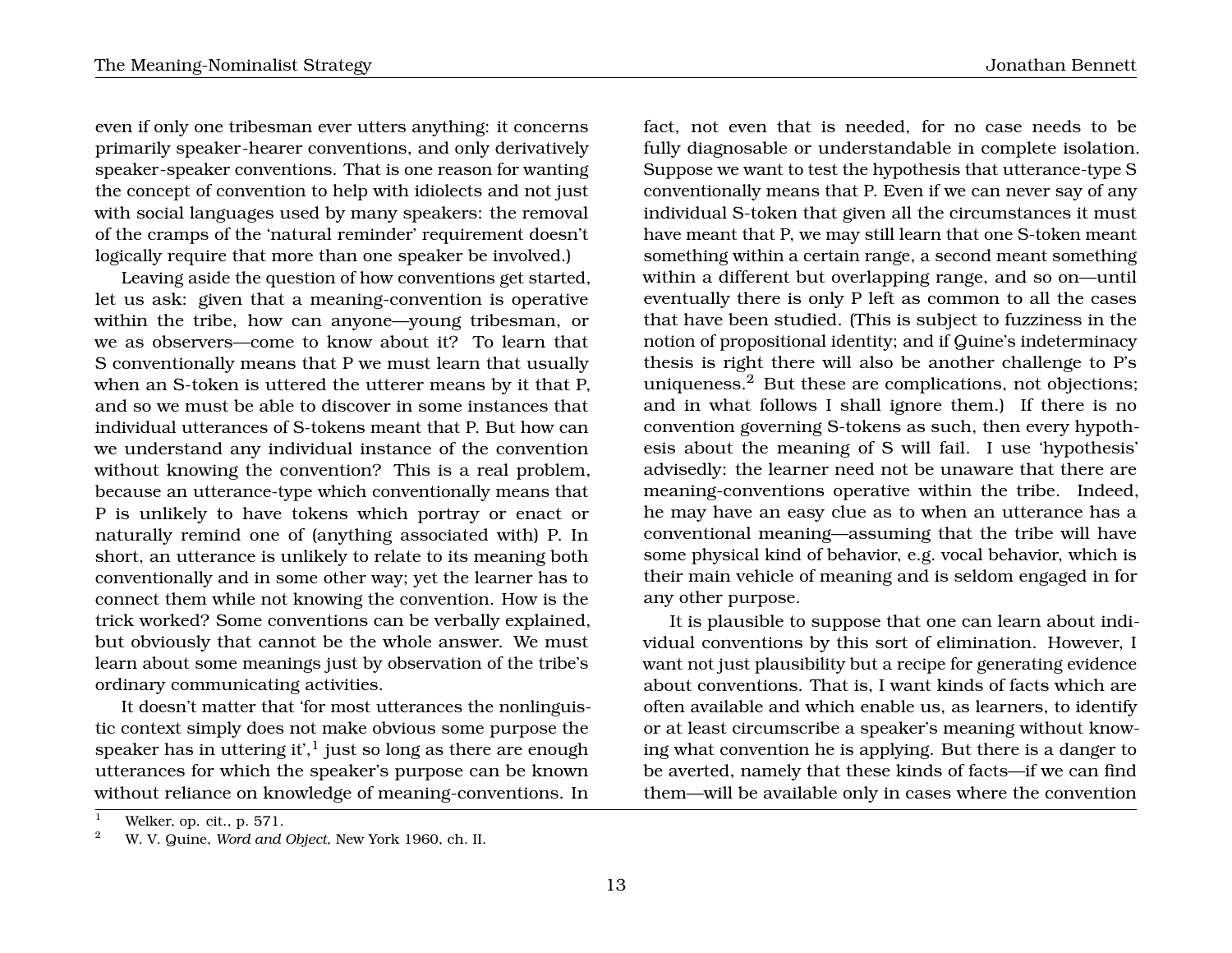even if only one tribesman ever utters anything: it concerns primarily speaker-hearer conventions, and only derivatively speaker-speaker conventions. That is one reason for wanting the concept of convention to help with idiolects and not just with social languages used by many speakers: the removal of the cramps of the 'natural reminder' requirement doesn't logically require that more than one speaker be involved.)

Leaving aside the question of how conventions get started, let us ask: given that a meaning-convention is operative within the tribe, how can anyone—young tribesman, or we as observers—come to know about it? To learn that S conventionally means that P we must learn that usually when an S-token is uttered the utterer means by it that P, and so we must be able to discover in some instances that individual utterances of S-tokens meant that P. But how can we understand any individual instance of the convention without knowing the convention? This is a real problem, because an utterance-type which conventionally means that P is unlikely to have tokens which portray or enact or naturally remind one of (anything associated with) P. In short, an utterance is unlikely to relate to its meaning both conventionally and in some other way; yet the learner has to connect them while not knowing the convention. How is the trick worked? Some conventions can be verbally explained, but obviously that cannot be the whole answer. We must learn about some meanings just by observation of the tribe's ordinary communicating activities.

It doesn't matter that 'for most utterances the nonlinguistic context simply does not make obvious some purpose the speaker has in uttering it',[1] just so long as there are enough utterances for which the speaker's purpose can be known without reliance on knowledge of meaning-conventions. In fact, not even that is needed, for no case needs to be fully diagnosable or understandable in complete isolation. Suppose we want to test the hypothesis that utterance-type S conventionally means that P. Even if we can never say of any individual S-token that given all the circumstances it must have meant that P, we may still learn that one S-token meant something within a certain range, a second meant something within a different but overlapping range, and so on—until eventually there is only P left as common to all the cases that have been studied. (This is subject to fuzziness in the notion of propositional identity; and if Quine's indeterminacy thesis is right there will also be another challenge to P's uniqueness.[2] But these are complications, not objections; and in what follows I shall ignore them.) If there is no convention governing S-tokens as such, then every hypothesis about the meaning of S will fail. I use 'hypothesis' advisedly: the learner need not be unaware that there are meaning-conventions operative within the tribe. Indeed, he may have an easy clue as to when an utterance has a conventional meaning—assuming that the tribe will have some physical kind of behavior, e.g. vocal behavior, which is their main vehicle of meaning and is seldom engaged in for any other purpose.

It is plausible to suppose that one can learn about individual conventions by this sort of elimination. However, I want not just plausibility but a recipe for generating evidence about conventions. That is, I want kinds of facts which are often available and which enable us, as learners, to identify or at least circumscribe a speaker's meaning without knowing what convention he is applying. But there is a danger to be averted, namely that these kinds of facts—if we can find them—will be available only in cases where the convention

---

[1] Welker, op. cit., p. 571.

[2] W. V. Quine, *Word and Object*, New York 1960, ch. II.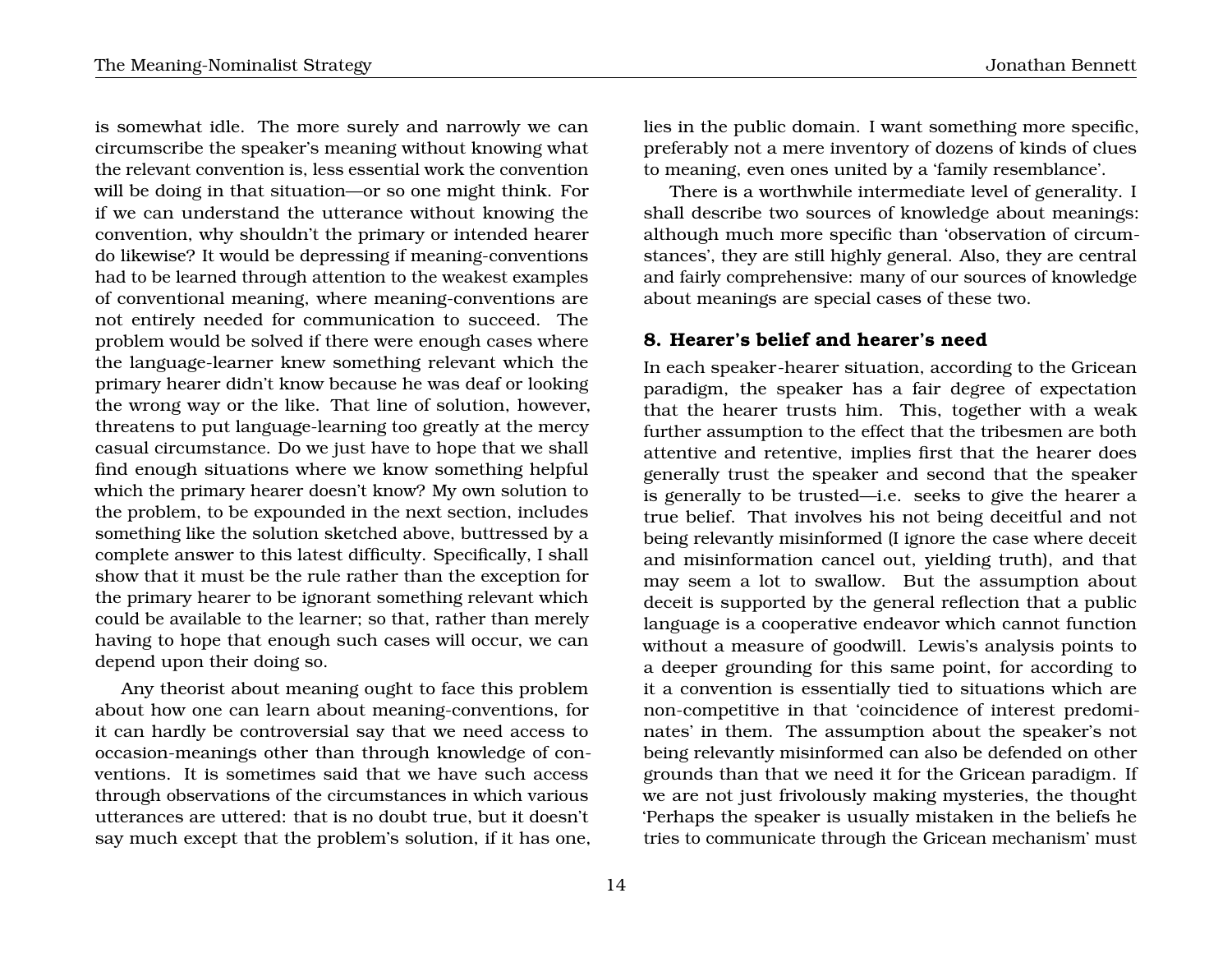is somewhat idle. The more surely and narrowly we can circumscribe the speaker's meaning without knowing what the relevant convention is, less essential work the convention will be doing in that situation—or so one might think. For if we can understand the utterance without knowing the convention, why shouldn't the primary or intended hearer do likewise? It would be depressing if meaning-conventions had to be learned through attention to the weakest examples of conventional meaning, where meaning-conventions are not entirely needed for communication to succeed. The problem would be solved if there were enough cases where the language-learner knew something relevant which the primary hearer didn't know because he was deaf or looking the wrong way or the like. That line of solution, however, threatens to put language-learning too greatly at the mercy casual circumstance. Do we just have to hope that we shall find enough situations where we know something helpful which the primary hearer doesn't know? My own solution to the problem, to be expounded in the next section, includes something like the solution sketched above, buttressed by a complete answer to this latest difficulty. Specifically, I shall show that it must be the rule rather than the exception for the primary hearer to be ignorant something relevant which could be available to the learner; so that, rather than merely having to hope that enough such cases will occur, we can depend upon their doing so.

Any theorist about meaning ought to face this problem about how one can learn about meaning-conventions, for it can hardly be controversial say that we need access to occasion-meanings other than through knowledge of conventions. It is sometimes said that we have such access through observations of the circumstances in which various utterances are uttered: that is no doubt true, but it doesn't say much except that the problem's solution, if it has one, lies in the public domain. I want something more specific, preferably not a mere inventory of dozens of kinds of clues to meaning, even ones united by a 'family resemblance'.

There is a worthwhile intermediate level of generality. I shall describe two sources of knowledge about meanings: although much more specific than 'observation of circumstances', they are still highly general. Also, they are central and fairly comprehensive: many of our sources of knowledge about meanings are special cases of these two.

## 8. Hearer's belief and hearer's need

In each speaker-hearer situation, according to the Gricean paradigm, the speaker has a fair degree of expectation that the hearer trusts him. This, together with a weak further assumption to the effect that the tribesmen are both attentive and retentive, implies first that the hearer does generally trust the speaker and second that the speaker is generally to be trusted—i.e. seeks to give the hearer a true belief. That involves his not being deceitful and not being relevantly misinformed (I ignore the case where deceit and misinformation cancel out, yielding truth), and that may seem a lot to swallow. But the assumption about deceit is supported by the general reflection that a public language is a cooperative endeavor which cannot function without a measure of goodwill. Lewis's analysis points to a deeper grounding for this same point, for according to it a convention is essentially tied to situations which are non-competitive in that 'coincidence of interest predominates' in them. The assumption about the speaker's not being relevantly misinformed can also be defended on other grounds than that we need it for the Gricean paradigm. If we are not just frivolously making mysteries, the thought 'Perhaps the speaker is usually mistaken in the beliefs he tries to communicate through the Gricean mechanism' must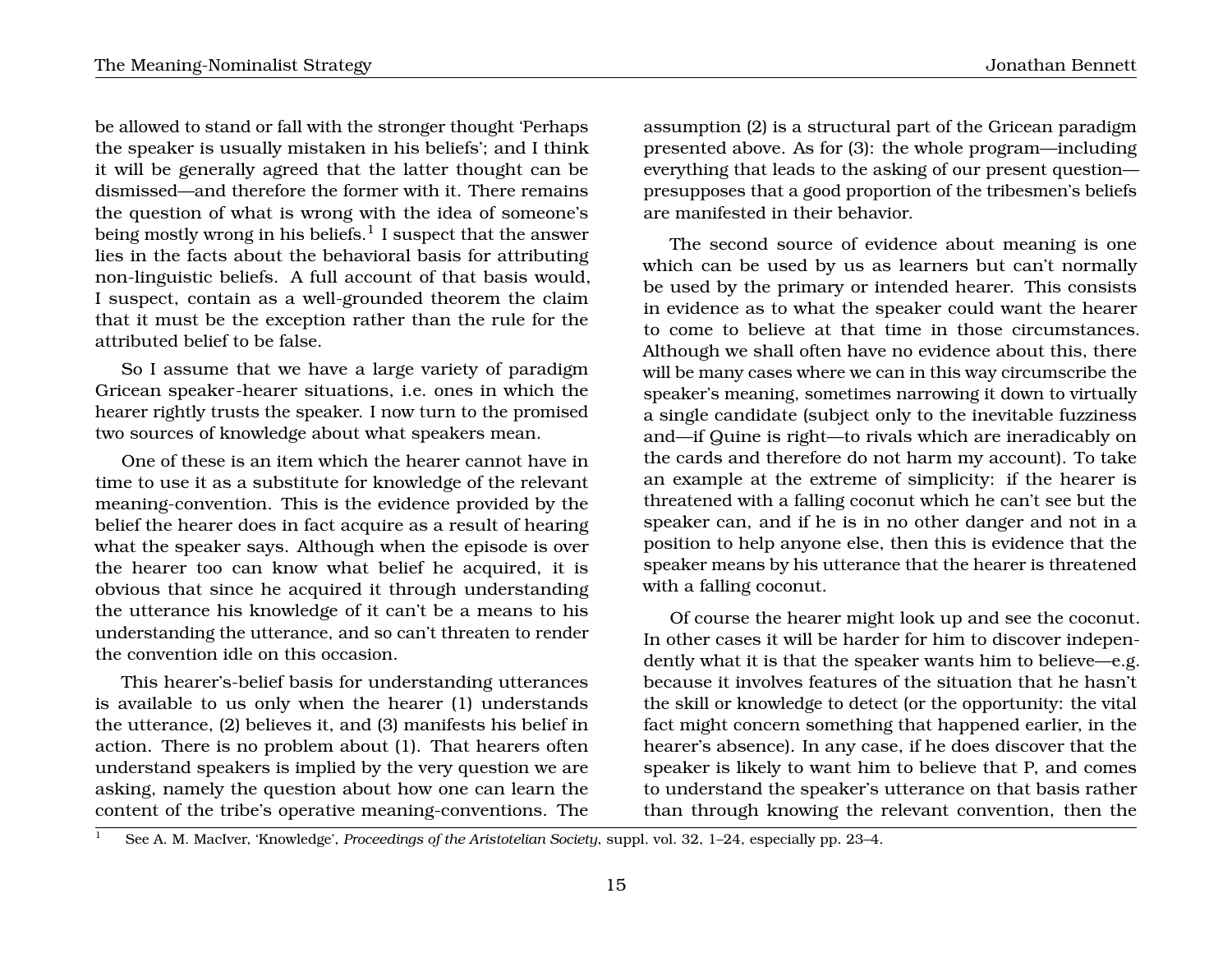be allowed to stand or fall with the stronger thought 'Perhaps the speaker is usually mistaken in his beliefs'; and I think it will be generally agreed that the latter thought can be dismissed—and therefore the former with it. There remains the question of what is wrong with the idea of someone's being mostly wrong in his beliefs.[1] I suspect that the answer lies in the facts about the behavioral basis for attributing non-linguistic beliefs. A full account of that basis would, I suspect, contain as a well-grounded theorem the claim that it must be the exception rather than the rule for the attributed belief to be false.

So I assume that we have a large variety of paradigm Gricean speaker-hearer situations, i.e. ones in which the hearer rightly trusts the speaker. I now turn to the promised two sources of knowledge about what speakers mean.

One of these is an item which the hearer cannot have in time to use it as a substitute for knowledge of the relevant meaning-convention. This is the evidence provided by the belief the hearer does in fact acquire as a result of hearing what the speaker says. Although when the episode is over the hearer too can know what belief he acquired, it is obvious that since he acquired it through understanding the utterance his knowledge of it can't be a means to his understanding the utterance, and so can't threaten to render the convention idle on this occasion.

This hearer's-belief basis for understanding utterances is available to us only when the hearer (1) understands the utterance, (2) believes it, and (3) manifests his belief in action. There is no problem about (1). That hearers often understand speakers is implied by the very question we are asking, namely the question about how one can learn the content of the tribe's operative meaning-conventions. The assumption (2) is a structural part of the Gricean paradigm presented above. As for (3): the whole program—including everything that leads to the asking of our present question—presupposes that a good proportion of the tribesmen's beliefs are manifested in their behavior.

The second source of evidence about meaning is one which can be used by us as learners but can't normally be used by the primary or intended hearer. This consists in evidence as to what the speaker could want the hearer to come to believe at that time in those circumstances. Although we shall often have no evidence about this, there will be many cases where we can in this way circumscribe the speaker's meaning, sometimes narrowing it down to virtually a single candidate (subject only to the inevitable fuzziness and—if Quine is right—to rivals which are ineradicably on the cards and therefore do not harm my account). To take an example at the extreme of simplicity: if the hearer is threatened with a falling coconut which he can't see but the speaker can, and if he is in no other danger and not in a position to help anyone else, then this is evidence that the speaker means by his utterance that the hearer is threatened with a falling coconut.

Of course the hearer might look up and see the coconut. In other cases it will be harder for him to discover independently what it is that the speaker wants him to believe—e.g. because it involves features of the situation that he hasn't the skill or knowledge to detect (or the opportunity: the vital fact might concern something that happened earlier, in the hearer's absence). In any case, if he does discover that the speaker is likely to want him to believe that P, and comes to understand the speaker's utterance on that basis rather than through knowing the relevant convention, then the

[1] See A. M. MacIver, 'Knowledge', *Proceedings of the Aristotelian Society*, suppl. vol. 32, 1–24, especially pp. 23–4.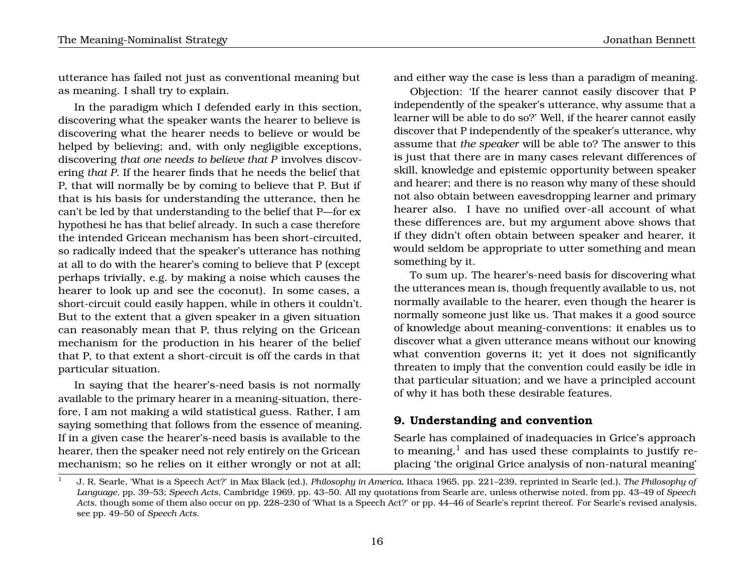utterance has failed not just as conventional meaning but as meaning. I shall try to explain.

In the paradigm which I defended early in this section, discovering what the speaker wants the hearer to believe is discovering what the hearer needs to believe or would be helped by believing; and, with only negligible exceptions, discovering *that one needs to believe that P* involves discovering *that P*. If the hearer finds that he needs the belief that P, that will normally be by coming to believe that P. But if that is his basis for understanding the utterance, then he can't be led by that understanding to the belief that P—for ex hypothesi he has that belief already. In such a case therefore the intended Gricean mechanism has been short-circuited, so radically indeed that the speaker's utterance has nothing at all to do with the hearer's coming to believe that P (except perhaps trivially, e.g. by making a noise which causes the hearer to look up and see the coconut). In some cases, a short-circuit could easily happen, while in others it couldn't. But to the extent that a given speaker in a given situation can reasonably mean that P, thus relying on the Gricean mechanism for the production in his hearer of the belief that P, to that extent a short-circuit is off the cards in that particular situation.

In saying that the hearer's-need basis is not normally available to the primary hearer in a meaning-situation, therefore, I am not making a wild statistical guess. Rather, I am saying something that follows from the essence of meaning. If in a given case the hearer's-need basis is available to the hearer, then the speaker need not rely entirely on the Gricean mechanism; so he relies on it either wrongly or not at all; and either way the case is less than a paradigm of meaning.

Objection: 'If the hearer cannot easily discover that P independently of the speaker's utterance, why assume that a learner will be able to do so?' Well, if the hearer cannot easily discover that P independently of the speaker's utterance, why assume that *the speaker* will be able to? The answer to this is just that there are in many cases relevant differences of skill, knowledge and epistemic opportunity between speaker and hearer; and there is no reason why many of these should not also obtain between eavesdropping learner and primary hearer also. I have no unified over-all account of what these differences are, but my argument above shows that if they didn't often obtain between speaker and hearer, it would seldom be appropriate to utter something and mean something by it.

To sum up. The hearer's-need basis for discovering what the utterances mean is, though frequently available to us, not normally available to the hearer, even though the hearer is normally someone just like us. That makes it a good source of knowledge about meaning-conventions: it enables us to discover what a given utterance means without our knowing what convention governs it; yet it does not significantly threaten to imply that the convention could easily be idle in that particular situation; and we have a principled account of why it has both these desirable features.

## 9. Understanding and convention

Searle has complained of inadequacies in Grice's approach to meaning,[1] and has used these complaints to justify replacing 'the original Grice analysis of non-natural meaning'

[1] J. R. Searle, 'What is a Speech Act?' in Max Black (ed.), *Philosophy in America*, Ithaca 1965, pp. 221–239, reprinted in Searle (ed.), *The Philosophy of Language*, pp. 39–53; *Speech Acts*, Cambridge 1969, pp. 43–50. All my quotations from Searle are, unless otherwise noted, from pp. 43–49 of *Speech Acts*, though some of them also occur on pp. 228–230 of 'What is a Speech Act?' or pp. 44–46 of Searle's reprint thereof. For Searle's revised analysis, see pp. 49–50 of *Speech Acts*.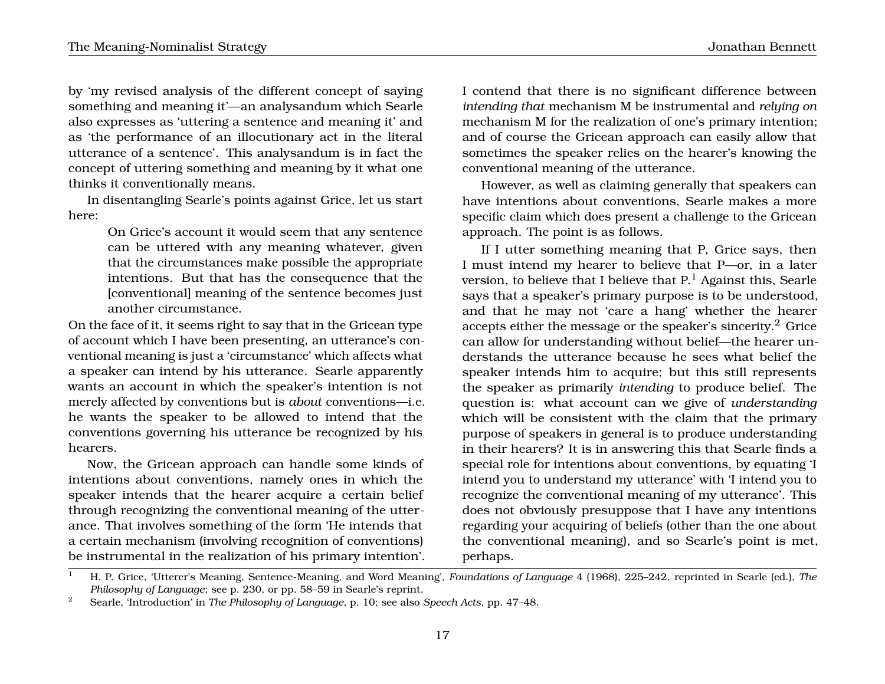by 'my revised analysis of the different concept of saying something and meaning it'—an analysandum which Searle also expresses as 'uttering a sentence and meaning it' and as 'the performance of an illocutionary act in the literal utterance of a sentence'. This analysandum is in fact the concept of uttering something and meaning by it what one thinks it conventionally means.

In disentangling Searle's points against Grice, let us start here:

> On Grice's account it would seem that any sentence can be uttered with any meaning whatever, given that the circumstances make possible the appropriate intentions. But that has the consequence that the [conventional] meaning of the sentence becomes just another circumstance.

On the face of it, it seems right to say that in the Gricean type of account which I have been presenting, an utterance's conventional meaning is just a 'circumstance' which affects what a speaker can intend by his utterance. Searle apparently wants an account in which the speaker's intention is not merely affected by conventions but is *about* conventions—i.e. he wants the speaker to be allowed to intend that the conventions governing his utterance be recognized by his hearers.

Now, the Gricean approach can handle some kinds of intentions about conventions, namely ones in which the speaker intends that the hearer acquire a certain belief through recognizing the conventional meaning of the utterance. That involves something of the form 'He intends that a certain mechanism (involving recognition of conventions) be instrumental in the realization of his primary intention'. I contend that there is no significant difference between *intending that* mechanism M be instrumental and *relying on* mechanism M for the realization of one's primary intention; and of course the Gricean approach can easily allow that sometimes the speaker relies on the hearer's knowing the conventional meaning of the utterance.

However, as well as claiming generally that speakers can have intentions about conventions, Searle makes a more specific claim which does present a challenge to the Gricean approach. The point is as follows.

If I utter something meaning that P, Grice says, then I must intend my hearer to believe that P—or, in a later version, to believe that I believe that P.[1] Against this, Searle says that a speaker's primary purpose is to be understood, and that he may not 'care a hang' whether the hearer accepts either the message or the speaker's sincerity.[2] Grice can allow for understanding without belief—the hearer understands the utterance because he sees what belief the speaker intends him to acquire; but this still represents the speaker as primarily *intending* to produce belief. The question is: what account can we give of *understanding* which will be consistent with the claim that the primary purpose of speakers in general is to produce understanding in their hearers? It is in answering this that Searle finds a special role for intentions about conventions, by equating 'I intend you to understand my utterance' with 'I intend you to recognize the conventional meaning of my utterance'. This does not obviously presuppose that I have any intentions regarding your acquiring of beliefs (other than the one about the conventional meaning), and so Searle's point is met, perhaps.

[1] H. P. Grice, 'Utterer's Meaning, Sentence-Meaning, and Word Meaning', *Foundations of Language* 4 (1968), 225–242, reprinted in Searle (ed.), *The Philosophy of Language*; see p. 230, or pp. 58–59 in Searle's reprint.

[2] Searle, 'Introduction' in *The Philosophy of Language*, p. 10; see also *Speech Acts*, pp. 47–48.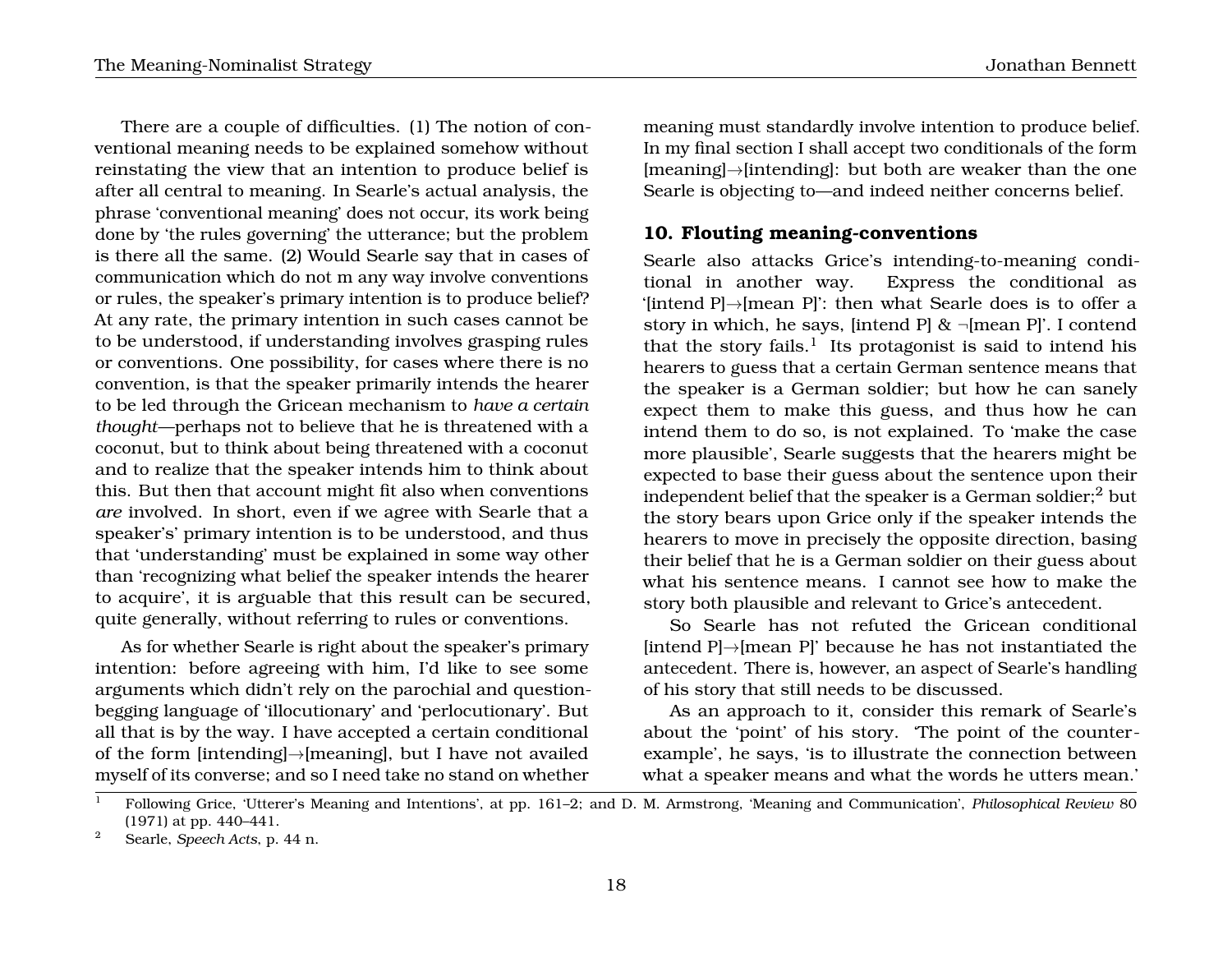There are a couple of difficulties. (1) The notion of conventional meaning needs to be explained somehow without reinstating the view that an intention to produce belief is after all central to meaning. In Searle's actual analysis, the phrase 'conventional meaning' does not occur, its work being done by 'the rules governing' the utterance; but the problem is there all the same. (2) Would Searle say that in cases of communication which do not m any way involve conventions or rules, the speaker's primary intention is to produce belief? At any rate, the primary intention in such cases cannot be to be understood, if understanding involves grasping rules or conventions. One possibility, for cases where there is no convention, is that the speaker primarily intends the hearer to be led through the Gricean mechanism to *have a certain thought*—perhaps not to believe that he is threatened with a coconut, but to think about being threatened with a coconut and to realize that the speaker intends him to think about this. But then that account might fit also when conventions *are* involved. In short, even if we agree with Searle that a speaker's' primary intention is to be understood, and thus that 'understanding' must be explained in some way other than 'recognizing what belief the speaker intends the hearer to acquire', it is arguable that this result can be secured, quite generally, without referring to rules or conventions.

As for whether Searle is right about the speaker's primary intention: before agreeing with him, I'd like to see some arguments which didn't rely on the parochial and question-begging language of 'illocutionary' and 'perlocutionary'. But all that is by the way. I have accepted a certain conditional of the form [intending]→[meaning], but I have not availed myself of its converse; and so I need take no stand on whether meaning must standardly involve intention to produce belief. In my final section I shall accept two conditionals of the form [meaning]→[intending]: but both are weaker than the one Searle is objecting to—and indeed neither concerns belief.

## 10. Flouting meaning-conventions

Searle also attacks Grice's intending-to-meaning conditional in another way. Express the conditional as '[intend P]→[mean P]': then what Searle does is to offer a story in which, he says, [intend P] & ¬[mean P]'. I contend that the story fails.[1] Its protagonist is said to intend his hearers to guess that a certain German sentence means that the speaker is a German soldier; but how he can sanely expect them to make this guess, and thus how he can intend them to do so, is not explained. To 'make the case more plausible', Searle suggests that the hearers might be expected to base their guess about the sentence upon their independent belief that the speaker is a German soldier;[2] but the story bears upon Grice only if the speaker intends the hearers to move in precisely the opposite direction, basing their belief that he is a German soldier on their guess about what his sentence means. I cannot see how to make the story both plausible and relevant to Grice's antecedent.

So Searle has not refuted the Gricean conditional [intend P]→[mean P]' because he has not instantiated the antecedent. There is, however, an aspect of Searle's handling of his story that still needs to be discussed.

As an approach to it, consider this remark of Searle's about the 'point' of his story. 'The point of the counter-example', he says, 'is to illustrate the connection between what a speaker means and what the words he utters mean.'

---

[1] Following Grice, 'Utterer's Meaning and Intentions', at pp. 161–2; and D. M. Armstrong, 'Meaning and Communication', *Philosophical Review* 80 (1971) at pp. 440–441.

[2] Searle, *Speech Acts*, p. 44 n.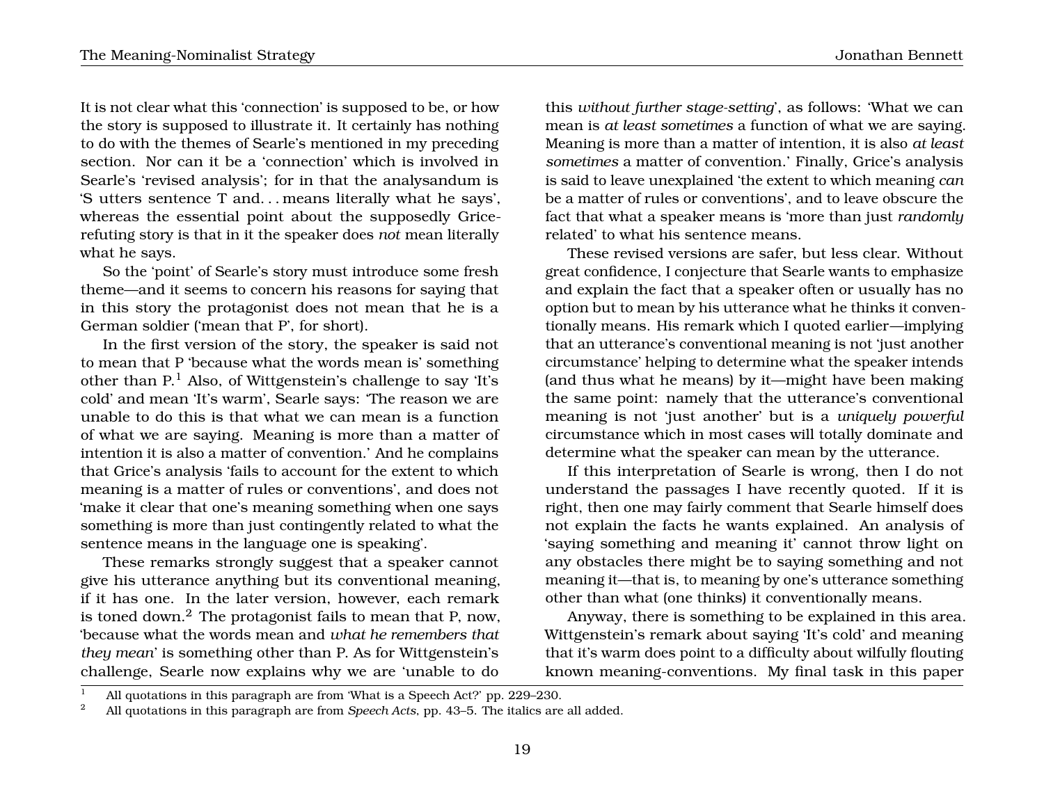It is not clear what this 'connection' is supposed to be, or how the story is supposed to illustrate it. It certainly has nothing to do with the themes of Searle's mentioned in my preceding section. Nor can it be a 'connection' which is involved in Searle's 'revised analysis'; for in that the analysandum is 'S utters sentence T and. . . means literally what he says', whereas the essential point about the supposedly Grice-refuting story is that in it the speaker does *not* mean literally what he says.

So the 'point' of Searle's story must introduce some fresh theme—and it seems to concern his reasons for saying that in this story the protagonist does not mean that he is a German soldier ('mean that P', for short).

In the first version of the story, the speaker is said not to mean that P 'because what the words mean is' something other than P.[1] Also, of Wittgenstein's challenge to say 'It's cold' and mean 'It's warm', Searle says: 'The reason we are unable to do this is that what we can mean is a function of what we are saying. Meaning is more than a matter of intention it is also a matter of convention.' And he complains that Grice's analysis 'fails to account for the extent to which meaning is a matter of rules or conventions', and does not 'make it clear that one's meaning something when one says something is more than just contingently related to what the sentence means in the language one is speaking'.

These remarks strongly suggest that a speaker cannot give his utterance anything but its conventional meaning, if it has one. In the later version, however, each remark is toned down.[2] The protagonist fails to mean that P, now, 'because what the words mean and *what he remembers that they mean*' is something other than P. As for Wittgenstein's challenge, Searle now explains why we are 'unable to do this *without further stage-setting*', as follows: 'What we can mean is *at least sometimes* a function of what we are saying. Meaning is more than a matter of intention, it is also *at least sometimes* a matter of convention.' Finally, Grice's analysis is said to leave unexplained 'the extent to which meaning *can* be a matter of rules or conventions', and to leave obscure the fact that what a speaker means is 'more than just *randomly* related' to what his sentence means.

These revised versions are safer, but less clear. Without great confidence, I conjecture that Searle wants to emphasize and explain the fact that a speaker often or usually has no option but to mean by his utterance what he thinks it conventionally means. His remark which I quoted earlier—implying that an utterance's conventional meaning is not 'just another circumstance' helping to determine what the speaker intends (and thus what he means) by it—might have been making the same point: namely that the utterance's conventional meaning is not 'just another' but is a *uniquely powerful* circumstance which in most cases will totally dominate and determine what the speaker can mean by the utterance.

If this interpretation of Searle is wrong, then I do not understand the passages I have recently quoted. If it is right, then one may fairly comment that Searle himself does not explain the facts he wants explained. An analysis of 'saying something and meaning it' cannot throw light on any obstacles there might be to saying something and not meaning it—that is, to meaning by one's utterance something other than what (one thinks) it conventionally means.

Anyway, there is something to be explained in this area. Wittgenstein's remark about saying 'It's cold' and meaning that it's warm does point to a difficulty about wilfully flouting known meaning-conventions. My final task in this paper

[1] All quotations in this paragraph are from 'What is a Speech Act?' pp. 229–230.

[2] All quotations in this paragraph are from *Speech Acts*, pp. 43–5. The italics are all added.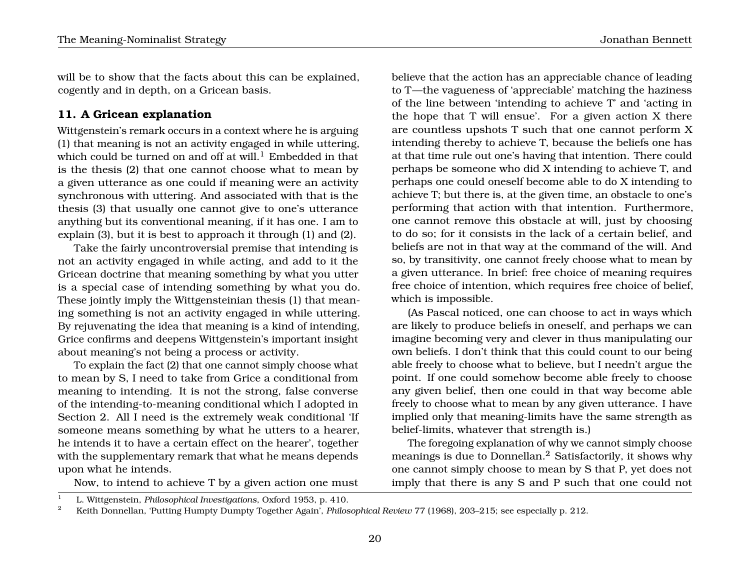will be to show that the facts about this can be explained, cogently and in depth, on a Gricean basis.

## 11. A Gricean explanation

Wittgenstein's remark occurs in a context where he is arguing (1) that meaning is not an activity engaged in while uttering, which could be turned on and off at will.[1] Embedded in that is the thesis (2) that one cannot choose what to mean by a given utterance as one could if meaning were an activity synchronous with uttering. And associated with that is the thesis (3) that usually one cannot give to one's utterance anything but its conventional meaning, if it has one. I am to explain (3), but it is best to approach it through (1) and (2).

Take the fairly uncontroversial premise that intending is not an activity engaged in while acting, and add to it the Gricean doctrine that meaning something by what you utter is a special case of intending something by what you do. These jointly imply the Wittgensteinian thesis (1) that meaning something is not an activity engaged in while uttering. By rejuvenating the idea that meaning is a kind of intending, Grice confirms and deepens Wittgenstein's important insight about meaning's not being a process or activity.

To explain the fact (2) that one cannot simply choose what to mean by S, I need to take from Grice a conditional from meaning to intending. It is not the strong, false converse of the intending-to-meaning conditional which I adopted in Section 2. All I need is the extremely weak conditional 'If someone means something by what he utters to a hearer, he intends it to have a certain effect on the hearer', together with the supplementary remark that what he means depends upon what he intends.

Now, to intend to achieve T by a given action one must believe that the action has an appreciable chance of leading to T—the vagueness of 'appreciable' matching the haziness of the line between 'intending to achieve T' and 'acting in the hope that T will ensue'. For a given action X there are countless upshots T such that one cannot perform X intending thereby to achieve T, because the beliefs one has at that time rule out one's having that intention. There could perhaps be someone who did X intending to achieve T, and perhaps one could oneself become able to do X intending to achieve T; but there is, at the given time, an obstacle to one's performing that action with that intention. Furthermore, one cannot remove this obstacle at will, just by choosing to do so; for it consists in the lack of a certain belief, and beliefs are not in that way at the command of the will. And so, by transitivity, one cannot freely choose what to mean by a given utterance. In brief: free choice of meaning requires free choice of intention, which requires free choice of belief, which is impossible.

(As Pascal noticed, one can choose to act in ways which are likely to produce beliefs in oneself, and perhaps we can imagine becoming very and clever in thus manipulating our own beliefs. I don't think that this could count to our being able freely to choose what to believe, but I needn't argue the point. If one could somehow become able freely to choose any given belief, then one could in that way become able freely to choose what to mean by any given utterance. I have implied only that meaning-limits have the same strength as belief-limits, whatever that strength is.)

The foregoing explanation of why we cannot simply choose meanings is due to Donnellan.[2] Satisfactorily, it shows why one cannot simply choose to mean by S that P, yet does not imply that there is any S and P such that one could not

[1] L. Wittgenstein, *Philosophical Investigations*, Oxford 1953, p. 410.

[2] Keith Donnellan, 'Putting Humpty Dumpty Together Again', *Philosophical Review* 77 (1968), 203–215; see especially p. 212.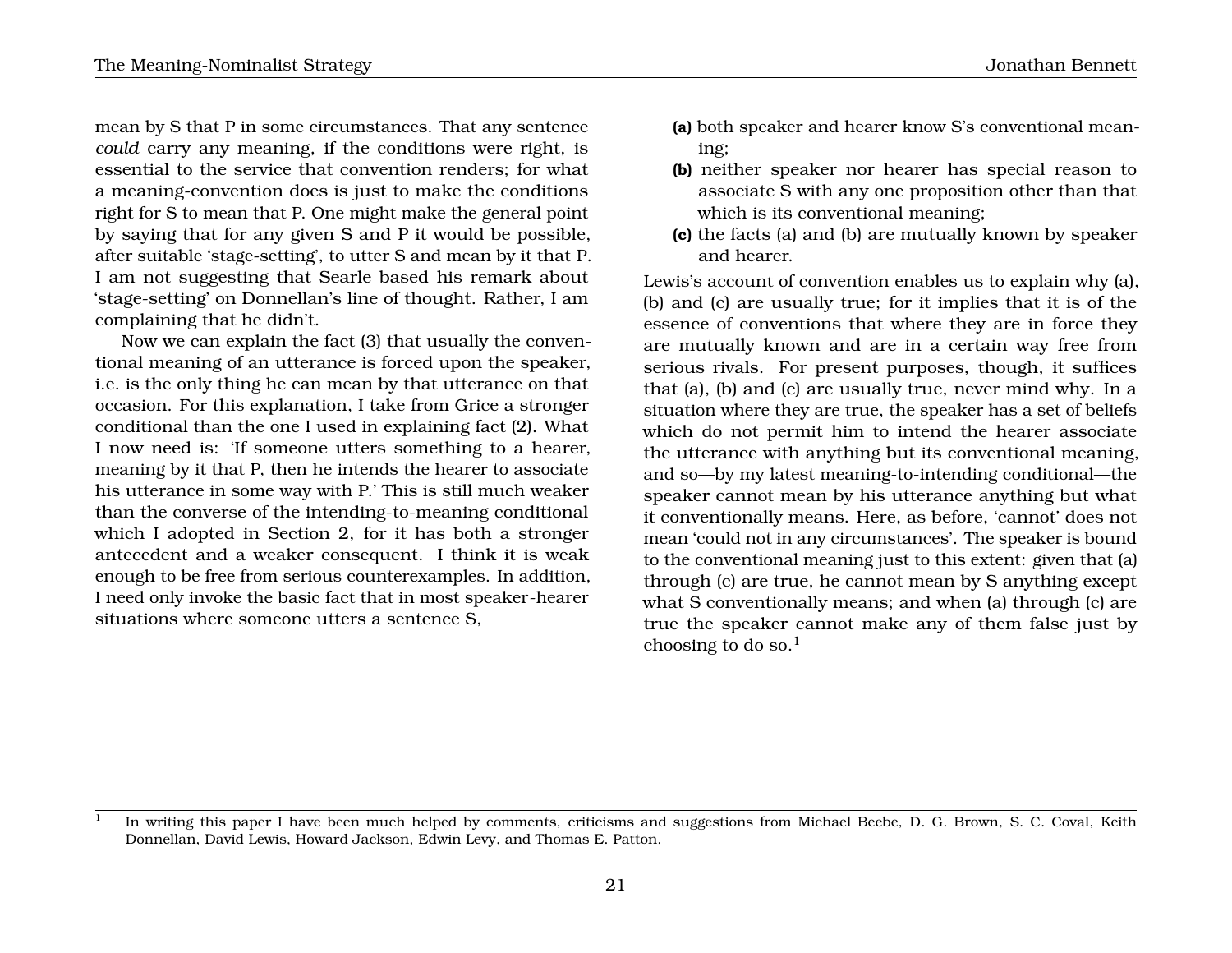mean by S that P in some circumstances. That any sentence *could* carry any meaning, if the conditions were right, is essential to the service that convention renders; for what a meaning-convention does is just to make the conditions right for S to mean that P. One might make the general point by saying that for any given S and P it would be possible, after suitable 'stage-setting', to utter S and mean by it that P. I am not suggesting that Searle based his remark about 'stage-setting' on Donnellan's line of thought. Rather, I am complaining that he didn't.

Now we can explain the fact (3) that usually the conventional meaning of an utterance is forced upon the speaker, i.e. is the only thing he can mean by that utterance on that occasion. For this explanation, I take from Grice a stronger conditional than the one I used in explaining fact (2). What I now need is: 'If someone utters something to a hearer, meaning by it that P, then he intends the hearer to associate his utterance in some way with P.' This is still much weaker than the converse of the intending-to-meaning conditional which I adopted in Section 2, for it has both a stronger antecedent and a weaker consequent. I think it is weak enough to be free from serious counterexamples. In addition, I need only invoke the basic fact that in most speaker-hearer situations where someone utters a sentence S,

**(a)** both speaker and hearer know S's conventional meaning;

**(b)** neither speaker nor hearer has special reason to associate S with any one proposition other than that which is its conventional meaning;

**(c)** the facts (a) and (b) are mutually known by speaker and hearer.

Lewis's account of convention enables us to explain why (a), (b) and (c) are usually true; for it implies that it is of the essence of conventions that where they are in force they are mutually known and are in a certain way free from serious rivals. For present purposes, though, it suffices that (a), (b) and (c) are usually true, never mind why. In a situation where they are true, the speaker has a set of beliefs which do not permit him to intend the hearer associate the utterance with anything but its conventional meaning, and so—by my latest meaning-to-intending conditional—the speaker cannot mean by his utterance anything but what it conventionally means. Here, as before, 'cannot' does not mean 'could not in any circumstances'. The speaker is bound to the conventional meaning just to this extent: given that (a) through (c) are true, he cannot mean by S anything except what S conventionally means; and when (a) through (c) are true the speaker cannot make any of them false just by choosing to do so.[1]

[1] In writing this paper I have been much helped by comments, criticisms and suggestions from Michael Beebe, D. G. Brown, S. C. Coval, Keith Donnellan, David Lewis, Howard Jackson, Edwin Levy, and Thomas E. Patton.